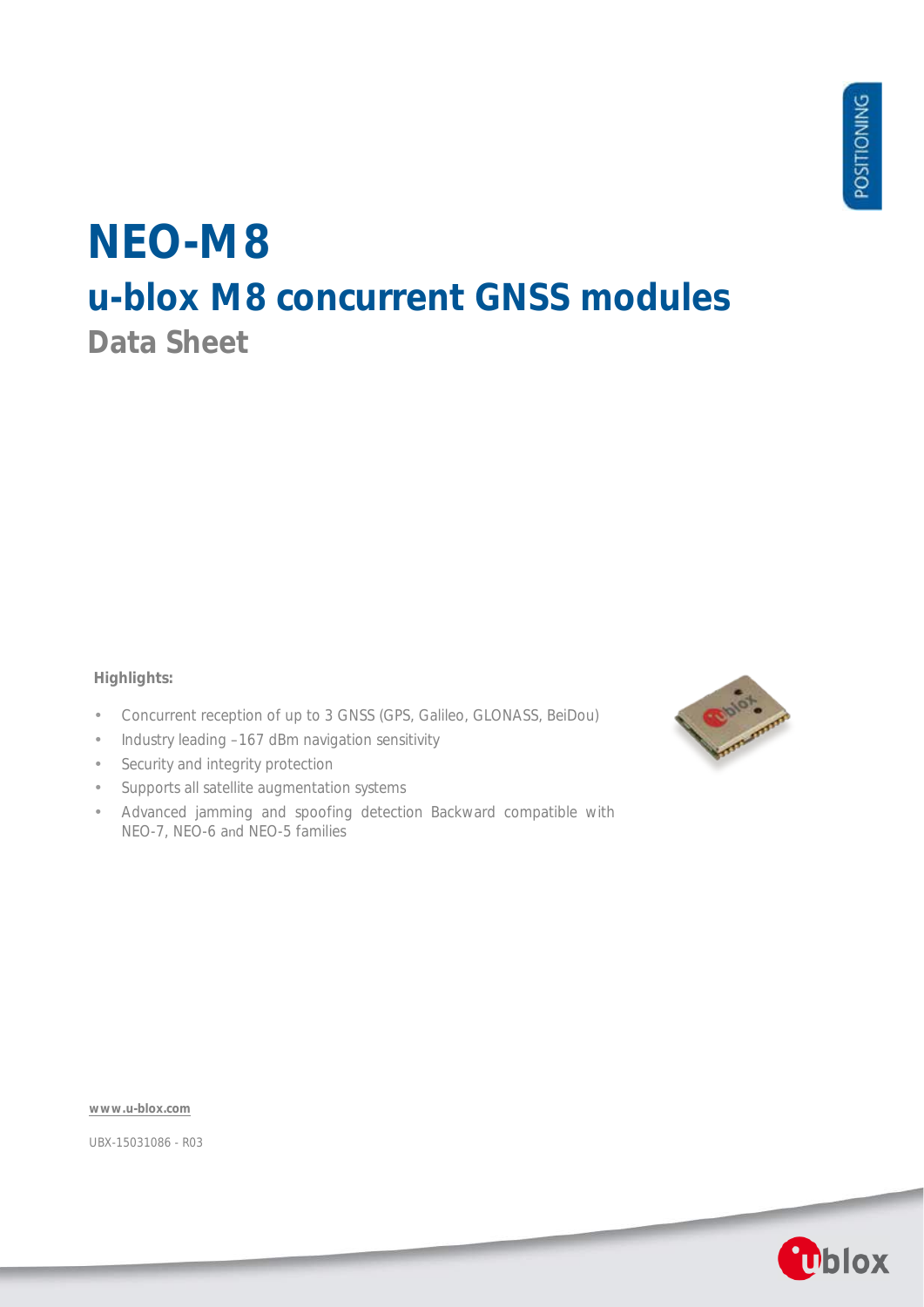POSITIONING

# NEO-M8

## u-blox M8 concurrent GNSS modules

### Data Sheet

**Highlights:**

- Concurrent reception of up to 3 GNSS (GPS, Galileo, GLONASS, BeiDou)
- Industry leading –167 dBm navigation sensitivity
- Security and integrity protection
- Supports all satellite augmentation systems
- Advanced jamming and spoofing detection Backward compatible with NEO-7, NEO-6 and NEO-5 families

www.u-blox.com

UBX-15031086 - R03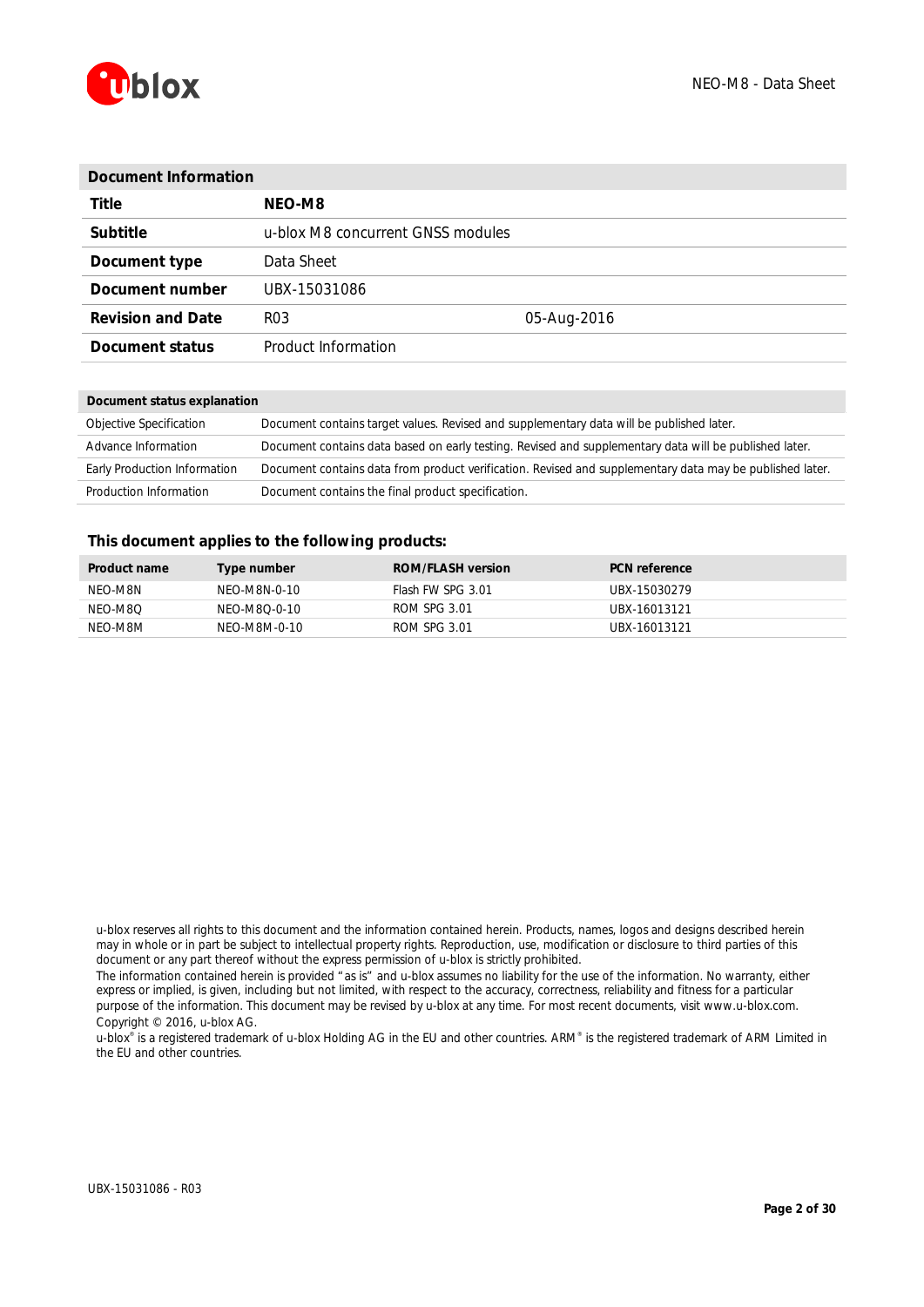| Document Information | | |
|---|---|---|
| **Title** | **NEO-M8** | |
| **Subtitle** | u-blox M8 concurrent GNSS modules | |
| **Document type** | Data Sheet | |
| **Document number** | UBX-15031086 | |
| **Revision and Date** | R03 | 05-Aug-2016 |
| **Document status** | Product Information | |

| Document status explanation | |
|---|---|
| Objective Specification | Document contains target values. Revised and supplementary data will be published later. |
| Advance Information | Document contains data based on early testing. Revised and supplementary data will be published later. |
| Early Production Information | Document contains data from product verification. Revised and supplementary data may be published later. |
| Production Information | Document contains the final product specification. |

### This document applies to the following products:

| Product name | Type number | ROM/FLASH version | PCN reference |
|---|---|---|---|
| NEO-M8N | NEO-M8N-0-10 | Flash FW SPG 3.01 | UBX-15030279 |
| NEO-M8Q | NEO-M8Q-0-10 | ROM SPG 3.01 | UBX-16013121 |
| NEO-M8M | NEO-M8M-0-10 | ROM SPG 3.01 | UBX-16013121 |

u-blox reserves all rights to this document and the information contained herein. Products, names, logos and designs described herein may in whole or in part be subject to intellectual property rights. Reproduction, use, modification or disclosure to third parties of this document or any part thereof without the express permission of u-blox is strictly prohibited.

The information contained herein is provided "as is" and u-blox assumes no liability for the use of the information. No warranty, either express or implied, is given, including but not limited, with respect to the accuracy, correctness, reliability and fitness for a particular purpose of the information. This document may be revised by u-blox at any time. For most recent documents, visit www.u-blox.com.

Copyright © 2016, u-blox AG.

u-blox® is a registered trademark of u-blox Holding AG in the EU and other countries. ARM® is the registered trademark of ARM Limited in the EU and other countries.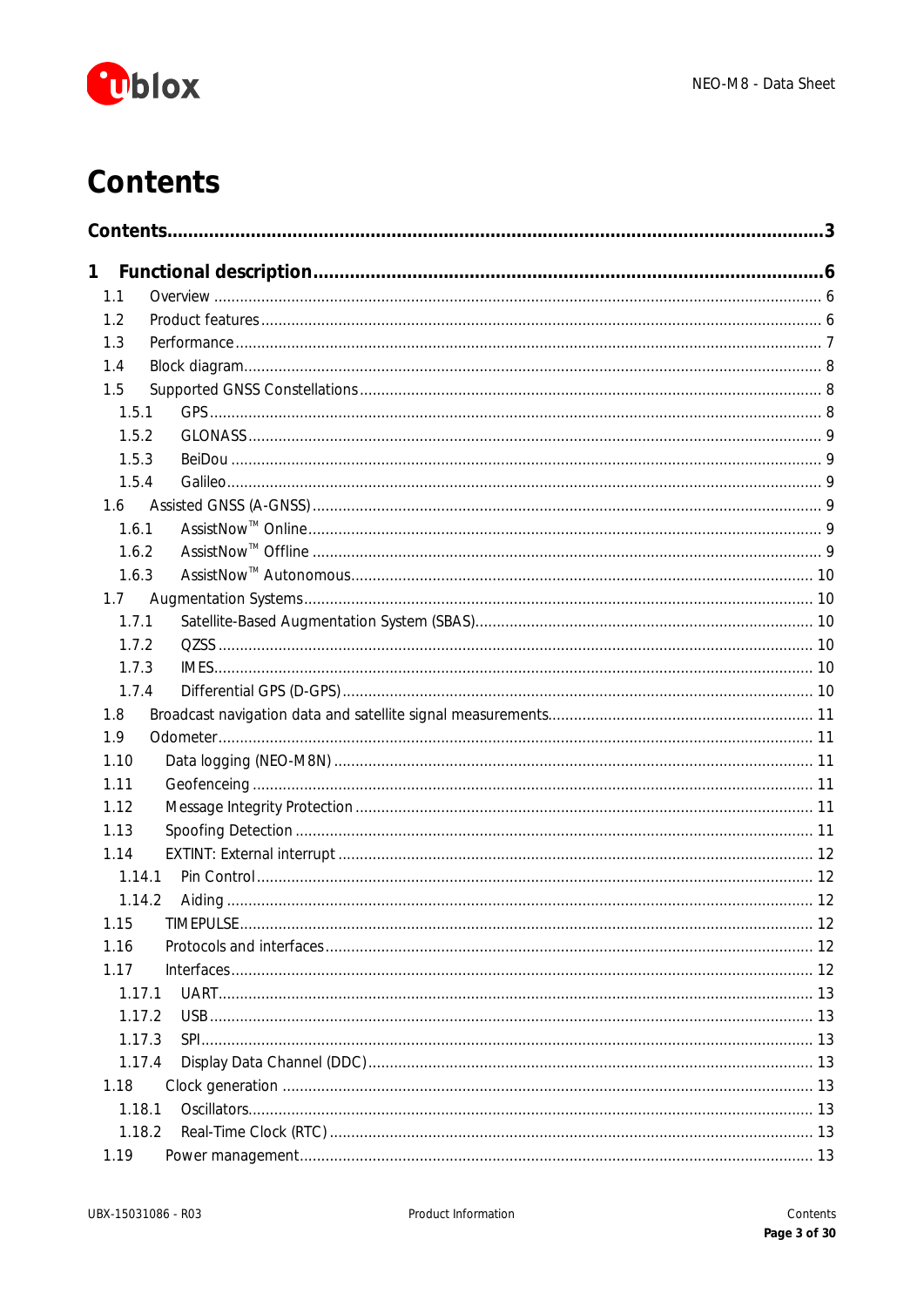# Contents

**Contents ........................................................................................................................................... 3**

**1 Functional description ................................................................................................................ 6**

1.1 Overview ......................................................................................................................................... 6

1.2 Product features .............................................................................................................................. 6

1.3 Performance .................................................................................................................................... 7

1.4 Block diagram .................................................................................................................................. 8

1.5 Supported GNSS Constellations ........................................................................................................ 8

1.5.1 GPS .......................................................................................................................................... 8

1.5.2 GLONASS ................................................................................................................................. 9

1.5.3 BeiDou ..................................................................................................................................... 9

1.5.4 Galileo ...................................................................................................................................... 9

1.6 Assisted GNSS (A-GNSS) .................................................................................................................. 9

1.6.1 AssistNow™ Online .................................................................................................................... 9

1.6.2 AssistNow™ Offline ................................................................................................................... 9

1.6.3 AssistNow™ Autonomous ......................................................................................................... 10

1.7 Augmentation Systems .................................................................................................................. 10

1.7.1 Satellite-Based Augmentation System (SBAS) ............................................................................ 10

1.7.2 QZSS ...................................................................................................................................... 10

1.7.3 IMES ....................................................................................................................................... 10

1.7.4 Differential GPS (D-GPS) ........................................................................................................... 10

1.8 Broadcast navigation data and satellite signal measurements ........................................................... 11

1.9 Odometer ...................................................................................................................................... 11

1.10 Data logging (NEO-M8N) ............................................................................................................. 11

1.11 Geofenceing ................................................................................................................................ 11

1.12 Message Integrity Protection ......................................................................................................... 11

1.13 Spoofing Detection ....................................................................................................................... 11

1.14 EXTINT: External interrupt ............................................................................................................ 12

1.14.1 Pin Control ............................................................................................................................. 12

1.14.2 Aiding .................................................................................................................................... 12

1.15 TIMEPULSE .................................................................................................................................. 12

1.16 Protocols and interfaces ................................................................................................................ 12

1.17 Interfaces .................................................................................................................................... 12

1.17.1 UART ..................................................................................................................................... 13

1.17.2 USB ....................................................................................................................................... 13

1.17.3 SPI ......................................................................................................................................... 13

1.17.4 Display Data Channel (DDC) .................................................................................................... 13

1.18 Clock generation .......................................................................................................................... 13

1.18.1 Oscillators .............................................................................................................................. 13

1.18.2 Real-Time Clock (RTC) ............................................................................................................ 13

1.19 Power management ..................................................................................................................... 13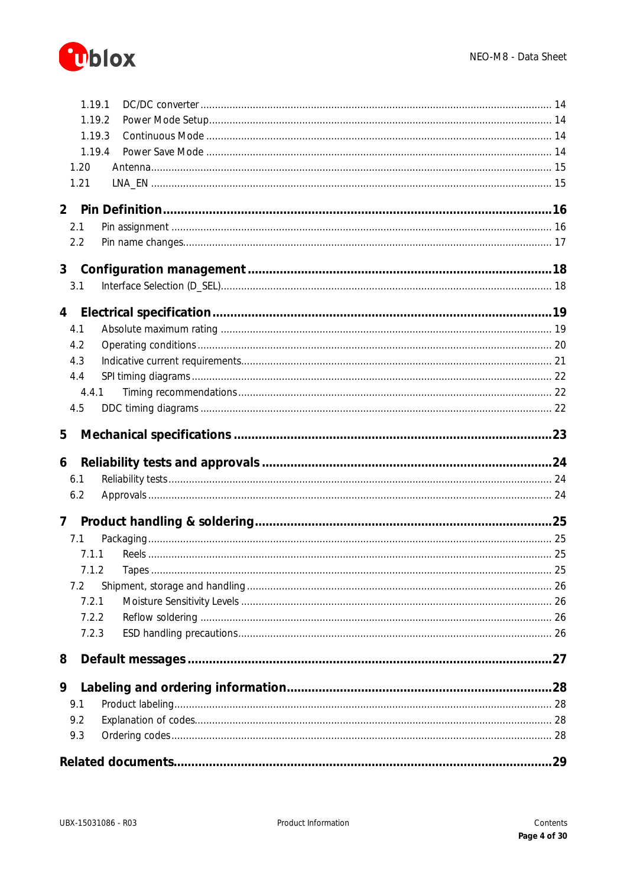1.19.1 DC/DC converter ........................................................................................................... 14
1.19.2 Power Mode Setup........................................................................................................ 14
1.19.3 Continuous Mode ......................................................................................................... 14
1.19.4 Power Save Mode ........................................................................................................ 14
1.20 Antenna.......................................................................................................................... 15
1.21 LNA_EN .......................................................................................................................... 15

**2 Pin Definition ...........................................................................................................16**
2.1 Pin assignment ................................................................................................................ 16
2.2 Pin name changes............................................................................................................ 17

**3 Configuration management .....................................................................................18**
3.1 Interface Selection (D_SEL)................................................................................................ 18

**4 Electrical specification ..............................................................................................19**
4.1 Absolute maximum rating ................................................................................................ 19
4.2 Operating conditions ....................................................................................................... 20
4.3 Indicative current requirements........................................................................................ 21
4.4 SPI timing diagrams ......................................................................................................... 22
4.4.1 Timing recommendations ............................................................................................. 22
4.5 DDC timing diagrams ....................................................................................................... 22

**5 Mechanical specifications ........................................................................................23**

**6 Reliability tests and approvals ................................................................................24**
6.1 Reliability tests ................................................................................................................. 24
6.2 Approvals ........................................................................................................................ 24

**7 Product handling & soldering .................................................................................25**
7.1 Packaging ........................................................................................................................ 25
7.1.1 Reels .......................................................................................................................... 25
7.1.2 Tapes .......................................................................................................................... 25
7.2 Shipment, storage and handling ....................................................................................... 26
7.2.1 Moisture Sensitivity Levels ............................................................................................ 26
7.2.2 Reflow soldering .......................................................................................................... 26
7.2.3 ESD handling precautions............................................................................................. 26

**8 Default messages ......................................................................................................27**

**9 Labeling and ordering information..........................................................................28**
9.1 Product labeling............................................................................................................... 28
9.2 Explanation of codes........................................................................................................ 28
9.3 Ordering codes ................................................................................................................ 28

**Related documents.........................................................................................................29**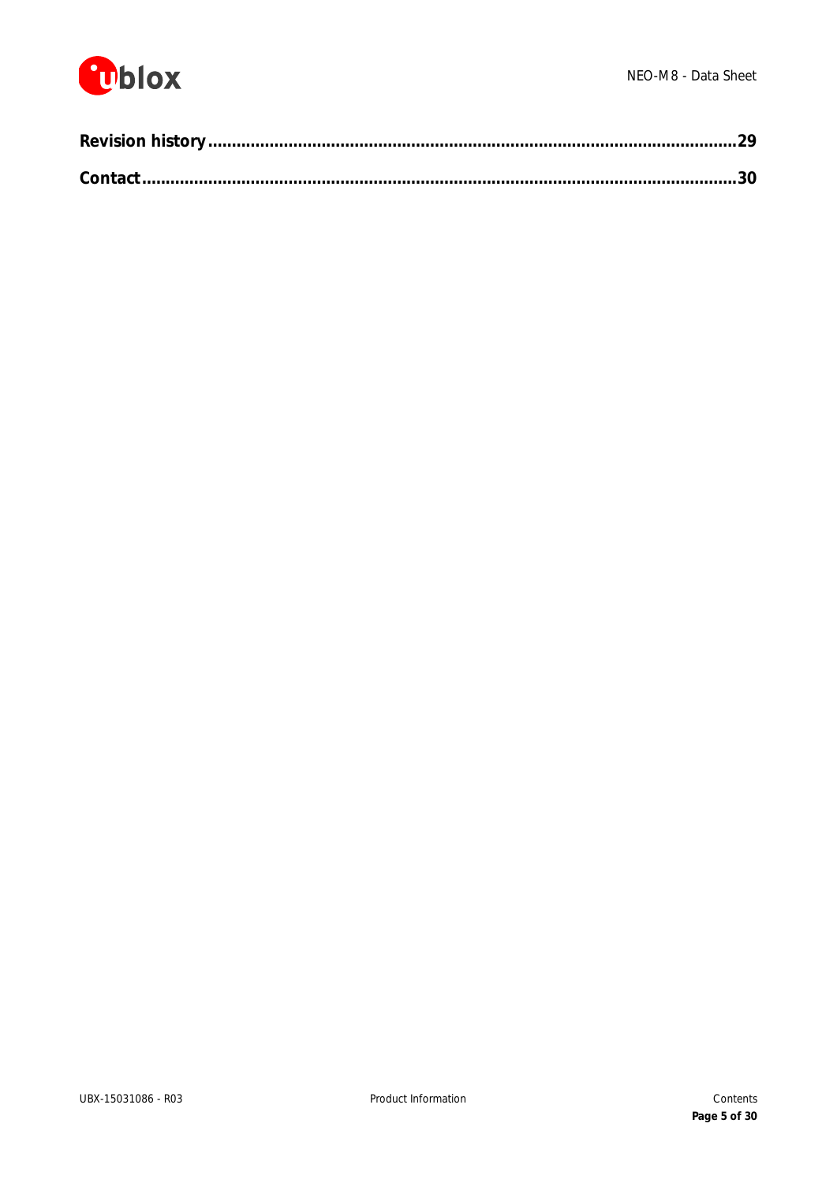**Revision history ........................................................................................................ 29**

**Contact ..................................................................................................................... 30**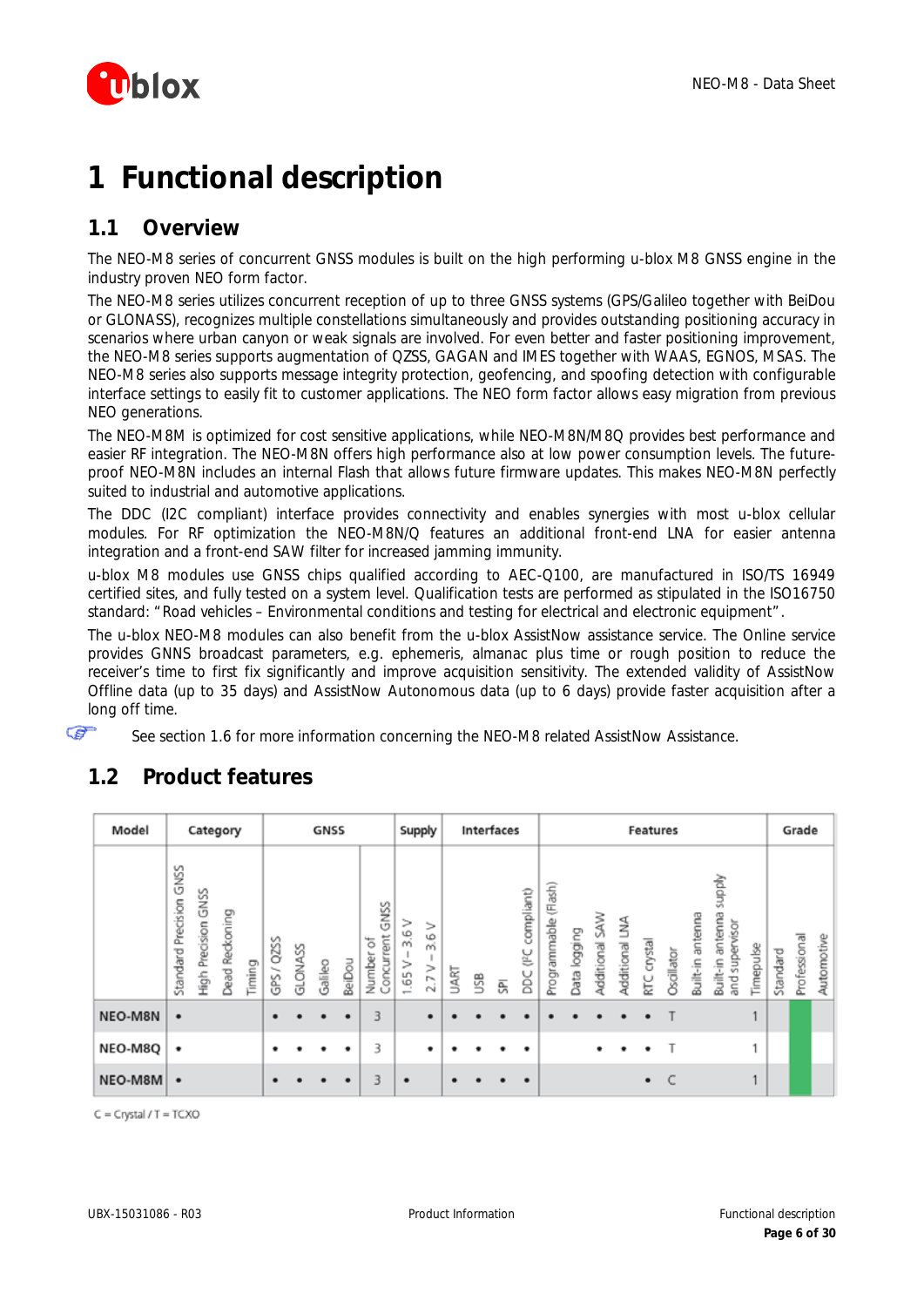# 1 Functional description

## 1.1 Overview

The NEO-M8 series of concurrent GNSS modules is built on the high performing u-blox M8 GNSS engine in the industry proven NEO form factor.

The NEO-M8 series utilizes concurrent reception of up to three GNSS systems (GPS/Galileo together with BeiDou or GLONASS), recognizes multiple constellations simultaneously and provides outstanding positioning accuracy in scenarios where urban canyon or weak signals are involved. For even better and faster positioning improvement, the NEO-M8 series supports augmentation of QZSS, GAGAN and IMES together with WAAS, EGNOS, MSAS. The NEO-M8 series also supports message integrity protection, geofencing, and spoofing detection with configurable interface settings to easily fit to customer applications. The NEO form factor allows easy migration from previous NEO generations.

The NEO-M8M is optimized for cost sensitive applications, while NEO-M8N/M8Q provides best performance and easier RF integration. The NEO-M8N offers high performance also at low power consumption levels. The future-proof NEO-M8N includes an internal Flash that allows future firmware updates. This makes NEO-M8N perfectly suited to industrial and automotive applications.

The DDC (I2C compliant) interface provides connectivity and enables synergies with most u-blox cellular modules. For RF optimization the NEO-M8N/Q features an additional front-end LNA for easier antenna integration and a front-end SAW filter for increased jamming immunity.

u-blox M8 modules use GNSS chips qualified according to AEC-Q100, are manufactured in ISO/TS 16949 certified sites, and fully tested on a system level. Qualification tests are performed as stipulated in the ISO16750 standard: "Road vehicles – Environmental conditions and testing for electrical and electronic equipment".

The u-blox NEO-M8 modules can also benefit from the u-blox AssistNow assistance service. The Online service provides GNNS broadcast parameters, e.g. ephemeris, almanac plus time or rough position to reduce the receiver's time to first fix significantly and improve acquisition sensitivity. The extended validity of AssistNow Offline data (up to 35 days) and AssistNow Autonomous data (up to 6 days) provide faster acquisition after a long off time.

See section 1.6 for more information concerning the NEO-M8 related AssistNow Assistance.

## 1.2 Product features

| Model | Category | | | | GNSS | | | | | Supply | | Interfaces | | | | Features | | | | | | | | | Grade | | |
|---|---|---|---|---|---|---|---|---|---|---|---|---|---|---|---|---|---|---|---|---|---|---|---|---|---|---|---|
| | Standard Precision GNSS | High Precision GNSS | Dead Reckoning | Timing | GPS / QZSS | GLONASS | Galileo | BeiDou | Number of Concurrent GNSS | 1.65 V – 3.6 V | 2.7 V – 3.6 V | UART | USB | SPI | DDC (I²C compliant) | Programmable (Flash) | Data logging | Additional SAW | Additional LNA | RTC crystal | Oscillator | Built-in antenna | Built-in antenna supply and supervisor | Timepulse | Standard | Professional | Automotive |
| NEO-M8N | • | | | | • | • | • | • | 3 | | • | • | • | • | • | • | • | • | • | • | T | | | 1 | | | |
| NEO-M8Q | • | | | | • | • | • | • | 3 | | • | • | • | • | • | | | • | • | • | T | | | 1 | | | |
| NEO-M8M | • | | | | • | • | • | • | 3 | • | | • | • | • | • | | | | | • | C | | | 1 | | | |

C = Crystal / T = TCXO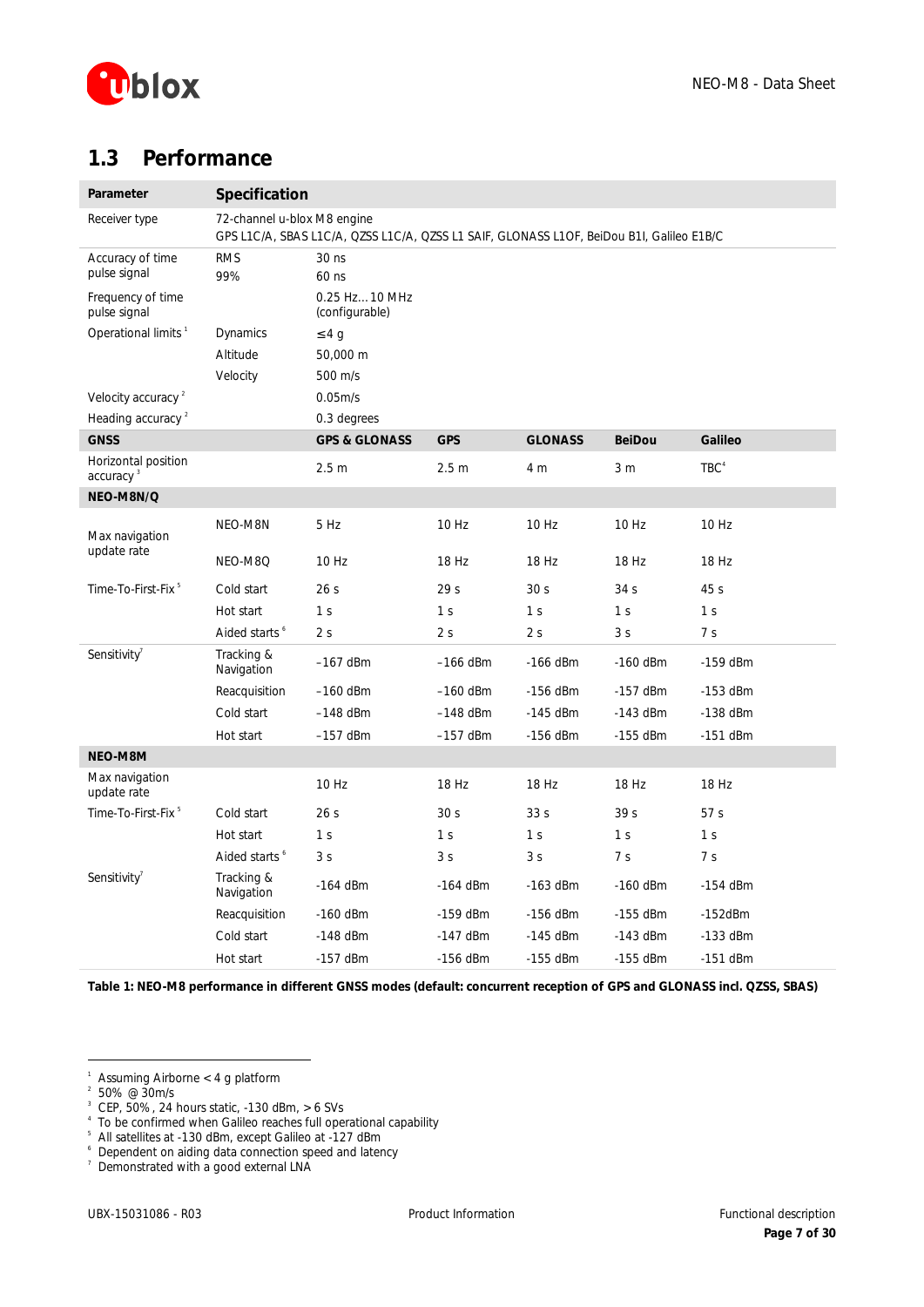## 1.3 Performance

| Parameter | Specification | | | | | |
|---|---|---|---|---|---|---|
| Receiver type | 72-channel u-blox M8 engine<br>GPS L1C/A, SBAS L1C/A, QZSS L1C/A, QZSS L1 SAIF, GLONASS L1OF, BeiDou B1I, Galileo E1B/C | | | | | |
| Accuracy of time pulse signal | RMS<br>99% | 30 ns<br>60 ns | | | | |
| Frequency of time pulse signal | | 0.25 Hz…10 MHz (configurable) | | | | |
| Operational limits [1] | Dynamics | ≤ 4 g | | | | |
| | Altitude | 50,000 m | | | | |
| | Velocity | 500 m/s | | | | |
| Velocity accuracy [2] | | 0.05m/s | | | | |
| Heading accuracy [2] | | 0.3 degrees | | | | |
| **GNSS** | | **GPS & GLONASS** | **GPS** | **GLONASS** | **BeiDou** | **Galileo** |
| Horizontal position accuracy [3] | | 2.5 m | 2.5 m | 4 m | 3 m | TBC[4] |
| **NEO-M8N/Q** | | | | | | |
| Max navigation update rate | NEO-M8N | 5 Hz | 10 Hz | 10 Hz | 10 Hz | 10 Hz |
| | NEO-M8Q | 10 Hz | 18 Hz | 18 Hz | 18 Hz | 18 Hz |
| Time-To-First-Fix [5] | Cold start | 26 s | 29 s | 30 s | 34 s | 45 s |
| | Hot start | 1 s | 1 s | 1 s | 1 s | 1 s |
| | Aided starts [6] | 2 s | 2 s | 2 s | 3 s | 7 s |
| Sensitivity[7] | Tracking & Navigation | –167 dBm | –166 dBm | -166 dBm | -160 dBm | -159 dBm |
| | Reacquisition | –160 dBm | –160 dBm | -156 dBm | -157 dBm | -153 dBm |
| | Cold start | –148 dBm | –148 dBm | -145 dBm | -143 dBm | -138 dBm |
| | Hot start | –157 dBm | –157 dBm | -156 dBm | -155 dBm | -151 dBm |
| **NEO-M8M** | | | | | | |
| Max navigation update rate | | 10 Hz | 18 Hz | 18 Hz | 18 Hz | 18 Hz |
| Time-To-First-Fix [5] | Cold start | 26 s | 30 s | 33 s | 39 s | 57 s |
| | Hot start | 1 s | 1 s | 1 s | 1 s | 1 s |
| | Aided starts [6] | 3 s | 3 s | 3 s | 7 s | 7 s |
| Sensitivity[7] | Tracking & Navigation | -164 dBm | -164 dBm | -163 dBm | -160 dBm | -154 dBm |
| | Reacquisition | -160 dBm | -159 dBm | -156 dBm | -155 dBm | -152dBm |
| | Cold start | -148 dBm | -147 dBm | -145 dBm | -143 dBm | -133 dBm |
| | Hot start | -157 dBm | -156 dBm | -155 dBm | -155 dBm | -151 dBm |

**Table 1: NEO-M8 performance in different GNSS modes (default: concurrent reception of GPS and GLONASS incl. QZSS, SBAS)**

[1] Assuming Airborne < 4 g platform
[2] 50% @ 30m/s
[3] CEP, 50%, 24 hours static, -130 dBm, > 6 SVs
[4] To be confirmed when Galileo reaches full operational capability
[5] All satellites at -130 dBm, except Galileo at -127 dBm
[6] Dependent on aiding data connection speed and latency
[7] Demonstrated with a good external LNA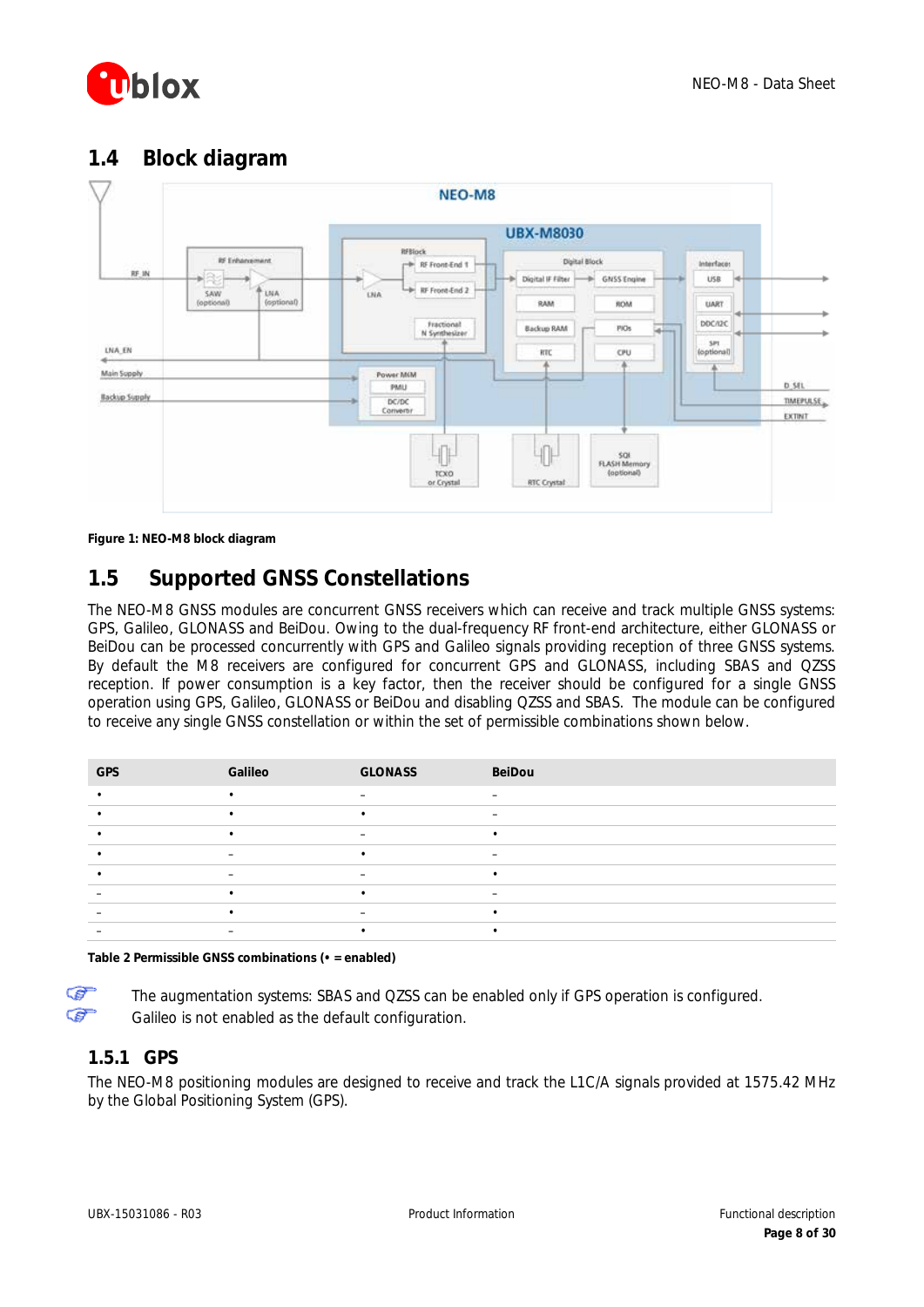## 1.4 Block diagram

Figure 1: NEO-M8 block diagram

## 1.5 Supported GNSS Constellations

The NEO-M8 GNSS modules are concurrent GNSS receivers which can receive and track multiple GNSS systems: GPS, Galileo, GLONASS and BeiDou. Owing to the dual-frequency RF front-end architecture, either GLONASS or BeiDou can be processed concurrently with GPS and Galileo signals providing reception of three GNSS systems. By default the M8 receivers are configured for concurrent GPS and GLONASS, including SBAS and QZSS reception. If power consumption is a key factor, then the receiver should be configured for a single GNSS operation using GPS, Galileo, GLONASS or BeiDou and disabling QZSS and SBAS. The module can be configured to receive any single GNSS constellation or within the set of permissible combinations shown below.

| GPS | Galileo | GLONASS | BeiDou |
|---|---|---|---|
| • | • | – | – |
| • | • | • | – |
| • | • | – | • |
| • | – | • | – |
| • | – | – | • |
| – | • | • | – |
| – | • | – | • |
| – | – | • | • |

Table 2 Permissible GNSS combinations (• = enabled)

☞ The augmentation systems: SBAS and QZSS can be enabled only if GPS operation is configured.

☞ Galileo is not enabled as the default configuration.

### 1.5.1 GPS

The NEO-M8 positioning modules are designed to receive and track the L1C/A signals provided at 1575.42 MHz by the Global Positioning System (GPS).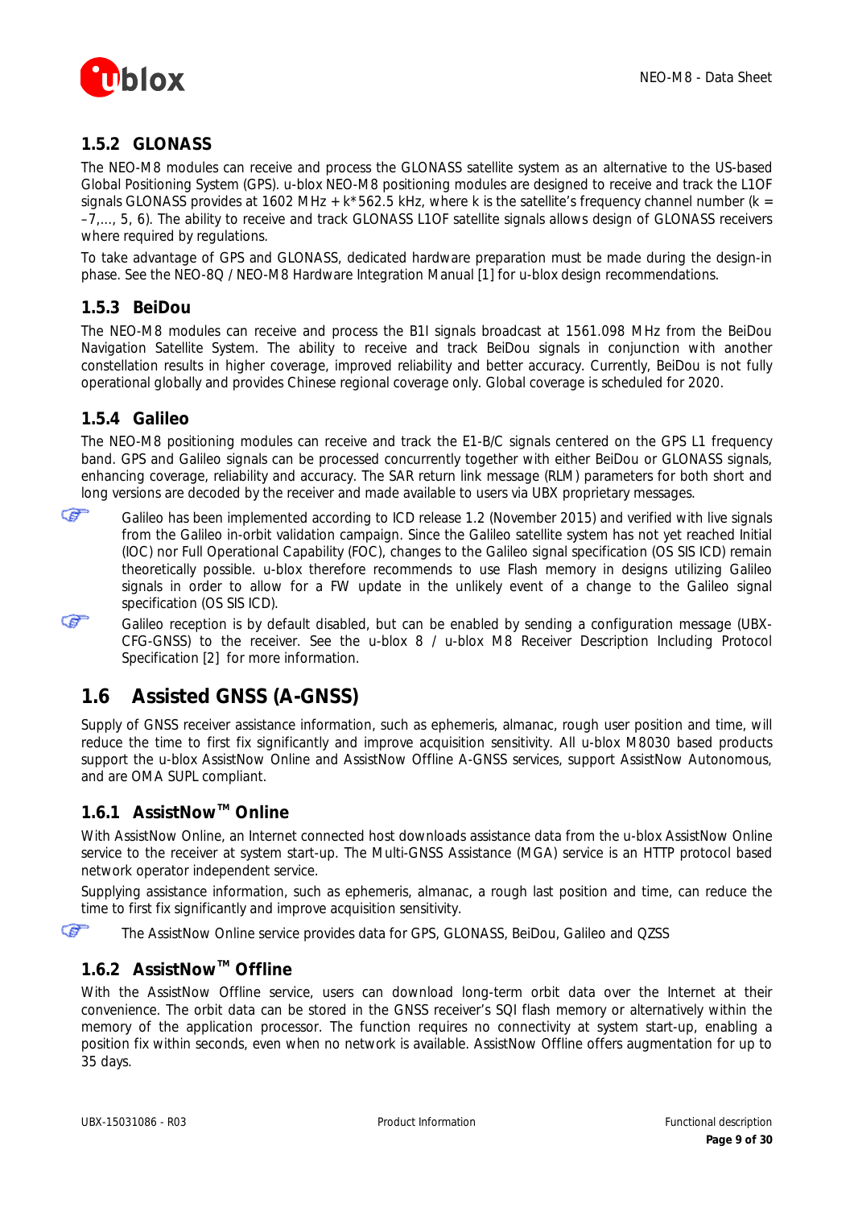### 1.5.2 GLONASS

The NEO-M8 modules can receive and process the GLONASS satellite system as an alternative to the US-based Global Positioning System (GPS). u-blox NEO-M8 positioning modules are designed to receive and track the L1OF signals GLONASS provides at 1602 MHz + k*562.5 kHz, where k is the satellite's frequency channel number (k = –7,…, 5, 6). The ability to receive and track GLONASS L1OF satellite signals allows design of GLONASS receivers where required by regulations.

To take advantage of GPS and GLONASS, dedicated hardware preparation must be made during the design-in phase. See the NEO-8Q / NEO-M8 Hardware Integration Manual [1] for u-blox design recommendations.

### 1.5.3 BeiDou

The NEO-M8 modules can receive and process the B1I signals broadcast at 1561.098 MHz from the BeiDou Navigation Satellite System. The ability to receive and track BeiDou signals in conjunction with another constellation results in higher coverage, improved reliability and better accuracy. Currently, BeiDou is not fully operational globally and provides Chinese regional coverage only. Global coverage is scheduled for 2020.

### 1.5.4 Galileo

The NEO-M8 positioning modules can receive and track the E1-B/C signals centered on the GPS L1 frequency band. GPS and Galileo signals can be processed concurrently together with either BeiDou or GLONASS signals, enhancing coverage, reliability and accuracy. The SAR return link message (RLM) parameters for both short and long versions are decoded by the receiver and made available to users via UBX proprietary messages.

> Galileo has been implemented according to ICD release 1.2 (November 2015) and verified with live signals from the Galileo in-orbit validation campaign. Since the Galileo satellite system has not yet reached Initial (IOC) nor Full Operational Capability (FOC), changes to the Galileo signal specification (OS SIS ICD) remain theoretically possible. u-blox therefore recommends to use Flash memory in designs utilizing Galileo signals in order to allow for a FW update in the unlikely event of a change to the Galileo signal specification (OS SIS ICD).

> Galileo reception is by default disabled, but can be enabled by sending a configuration message (UBX-CFG-GNSS) to the receiver. See the u-blox 8 / u-blox M8 Receiver Description Including Protocol Specification [2] for more information.

## 1.6 Assisted GNSS (A-GNSS)

Supply of GNSS receiver assistance information, such as ephemeris, almanac, rough user position and time, will reduce the time to first fix significantly and improve acquisition sensitivity. All u-blox M8030 based products support the u-blox AssistNow Online and AssistNow Offline A-GNSS services, support AssistNow Autonomous, and are OMA SUPL compliant.

### 1.6.1 AssistNow™ Online

With AssistNow Online, an Internet connected host downloads assistance data from the u-blox AssistNow Online service to the receiver at system start-up. The Multi-GNSS Assistance (MGA) service is an HTTP protocol based network operator independent service.

Supplying assistance information, such as ephemeris, almanac, a rough last position and time, can reduce the time to first fix significantly and improve acquisition sensitivity.

> The AssistNow Online service provides data for GPS, GLONASS, BeiDou, Galileo and QZSS

### 1.6.2 AssistNow™ Offline

With the AssistNow Offline service, users can download long-term orbit data over the Internet at their convenience. The orbit data can be stored in the GNSS receiver's SQI flash memory or alternatively within the memory of the application processor. The function requires no connectivity at system start-up, enabling a position fix within seconds, even when no network is available. AssistNow Offline offers augmentation for up to 35 days.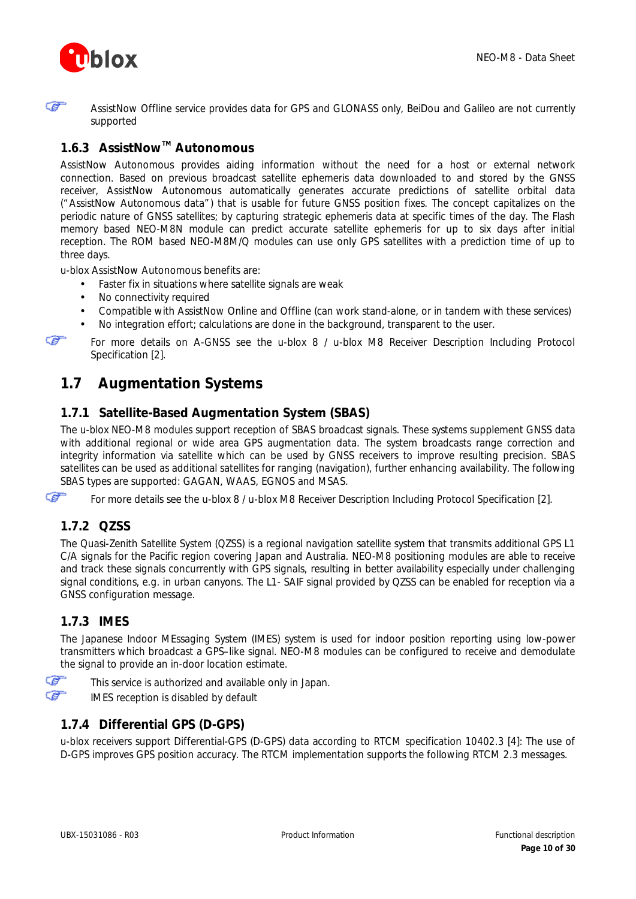☞ AssistNow Offline service provides data for GPS and GLONASS only, BeiDou and Galileo are not currently supported

### 1.6.3 AssistNow™ Autonomous

AssistNow Autonomous provides aiding information without the need for a host or external network connection. Based on previous broadcast satellite ephemeris data downloaded to and stored by the GNSS receiver, AssistNow Autonomous automatically generates accurate predictions of satellite orbital data ("AssistNow Autonomous data") that is usable for future GNSS position fixes. The concept capitalizes on the periodic nature of GNSS satellites; by capturing strategic ephemeris data at specific times of the day. The Flash memory based NEO-M8N module can predict accurate satellite ephemeris for up to six days after initial reception. The ROM based NEO-M8M/Q modules can use only GPS satellites with a prediction time of up to three days.

u-blox AssistNow Autonomous benefits are:

- Faster fix in situations where satellite signals are weak
- No connectivity required
- Compatible with AssistNow Online and Offline (can work stand-alone, or in tandem with these services)
- No integration effort; calculations are done in the background, transparent to the user.

☞ For more details on A-GNSS see the u-blox 8 / u-blox M8 Receiver Description Including Protocol Specification [2].

## 1.7 Augmentation Systems

### 1.7.1 Satellite-Based Augmentation System (SBAS)

The u-blox NEO-M8 modules support reception of SBAS broadcast signals. These systems supplement GNSS data with additional regional or wide area GPS augmentation data. The system broadcasts range correction and integrity information via satellite which can be used by GNSS receivers to improve resulting precision. SBAS satellites can be used as additional satellites for ranging (navigation), further enhancing availability. The following SBAS types are supported: GAGAN, WAAS, EGNOS and MSAS.

☞ For more details see the u-blox 8 / u-blox M8 Receiver Description Including Protocol Specification [2].

### 1.7.2 QZSS

The Quasi-Zenith Satellite System (QZSS) is a regional navigation satellite system that transmits additional GPS L1 C/A signals for the Pacific region covering Japan and Australia. NEO-M8 positioning modules are able to receive and track these signals concurrently with GPS signals, resulting in better availability especially under challenging signal conditions, e.g. in urban canyons. The L1- SAIF signal provided by QZSS can be enabled for reception via a GNSS configuration message.

### 1.7.3 IMES

The Japanese Indoor MEssaging System (IMES) system is used for indoor position reporting using low-power transmitters which broadcast a GPS–like signal. NEO-M8 modules can be configured to receive and demodulate the signal to provide an in-door location estimate.

☞ This service is authorized and available only in Japan.

☞ IMES reception is disabled by default

### 1.7.4 Differential GPS (D-GPS)

u-blox receivers support Differential-GPS (D-GPS) data according to RTCM specification 10402.3 [4]: The use of D-GPS improves GPS position accuracy. The RTCM implementation supports the following RTCM 2.3 messages.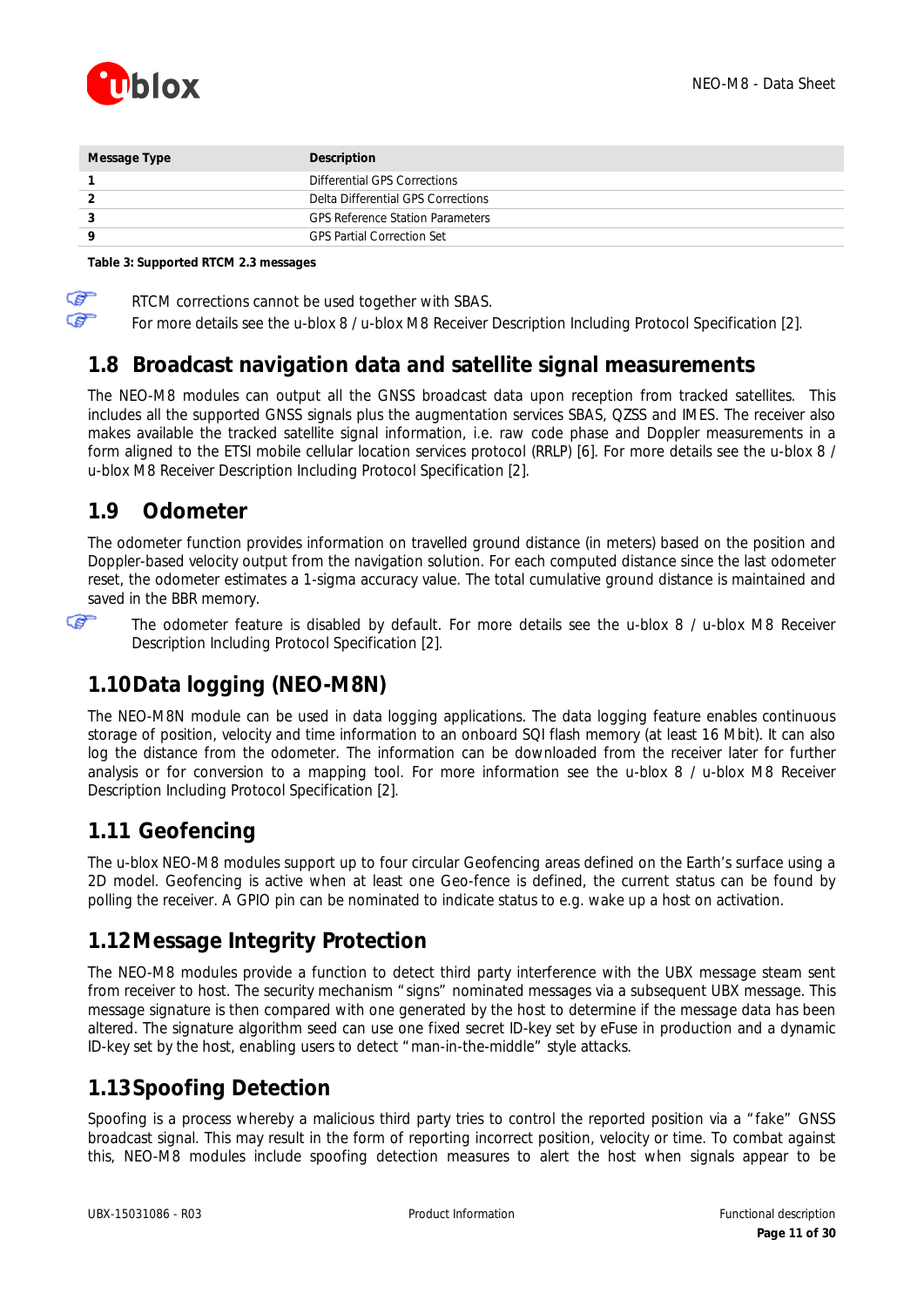| Message Type | Description |
|---|---|
| 1 | Differential GPS Corrections |
| 2 | Delta Differential GPS Corrections |
| 3 | GPS Reference Station Parameters |
| 9 | GPS Partial Correction Set |

**Table 3: Supported RTCM 2.3 messages**

☞ RTCM corrections cannot be used together with SBAS.

☞ For more details see the u-blox 8 / u-blox M8 Receiver Description Including Protocol Specification [2].

## 1.8 Broadcast navigation data and satellite signal measurements

The NEO-M8 modules can output all the GNSS broadcast data upon reception from tracked satellites. This includes all the supported GNSS signals plus the augmentation services SBAS, QZSS and IMES. The receiver also makes available the tracked satellite signal information, i.e. raw code phase and Doppler measurements in a form aligned to the ETSI mobile cellular location services protocol (RRLP) [6]. For more details see the u-blox 8 / u-blox M8 Receiver Description Including Protocol Specification [2].

## 1.9 Odometer

The odometer function provides information on travelled ground distance (in meters) based on the position and Doppler-based velocity output from the navigation solution. For each computed distance since the last odometer reset, the odometer estimates a 1-sigma accuracy value. The total cumulative ground distance is maintained and saved in the BBR memory.

☞ The odometer feature is disabled by default. For more details see the u-blox 8 / u-blox M8 Receiver Description Including Protocol Specification [2].

## 1.10 Data logging (NEO-M8N)

The NEO-M8N module can be used in data logging applications. The data logging feature enables continuous storage of position, velocity and time information to an onboard SQI flash memory (at least 16 Mbit). It can also log the distance from the odometer. The information can be downloaded from the receiver later for further analysis or for conversion to a mapping tool. For more information see the u-blox 8 / u-blox M8 Receiver Description Including Protocol Specification [2].

## 1.11 Geofencing

The u-blox NEO-M8 modules support up to four circular Geofencing areas defined on the Earth's surface using a 2D model. Geofencing is active when at least one Geo-fence is defined, the current status can be found by polling the receiver. A GPIO pin can be nominated to indicate status to e.g. wake up a host on activation.

## 1.12 Message Integrity Protection

The NEO-M8 modules provide a function to detect third party interference with the UBX message steam sent from receiver to host. The security mechanism "signs" nominated messages via a subsequent UBX message. This message signature is then compared with one generated by the host to determine if the message data has been altered. The signature algorithm seed can use one fixed secret ID-key set by eFuse in production and a dynamic ID-key set by the host, enabling users to detect "man-in-the-middle" style attacks.

## 1.13 Spoofing Detection

Spoofing is a process whereby a malicious third party tries to control the reported position via a "fake" GNSS broadcast signal. This may result in the form of reporting incorrect position, velocity or time. To combat against this, NEO-M8 modules include spoofing detection measures to alert the host when signals appear to be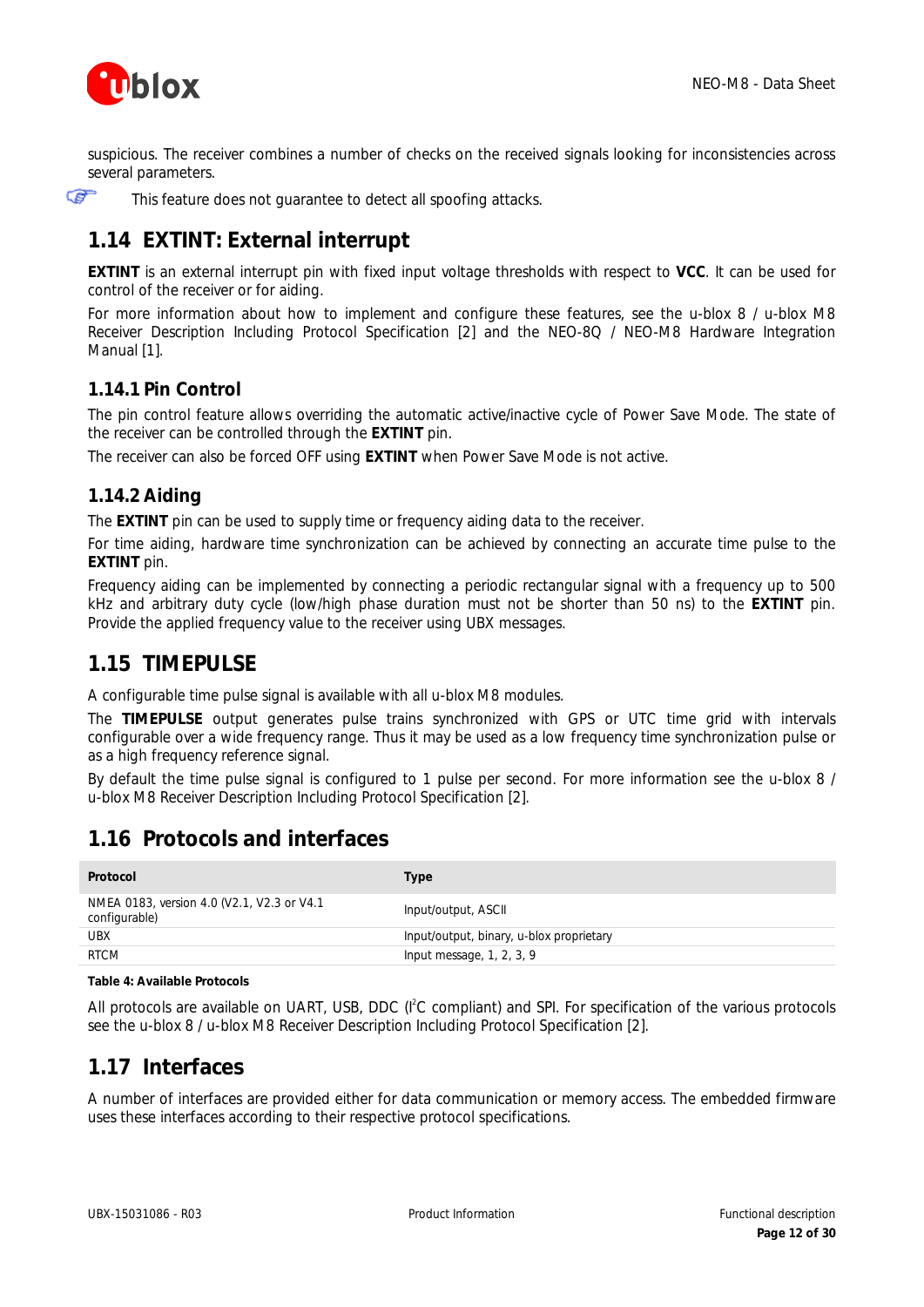suspicious. The receiver combines a number of checks on the received signals looking for inconsistencies across several parameters.

☞ This feature does not guarantee to detect all spoofing attacks.

## 1.14 EXTINT: External interrupt

**EXTINT** is an external interrupt pin with fixed input voltage thresholds with respect to **VCC**. It can be used for control of the receiver or for aiding.

For more information about how to implement and configure these features, see the u-blox 8 / u-blox M8 Receiver Description Including Protocol Specification [2] and the NEO-8Q / NEO-M8 Hardware Integration Manual [1].

### 1.14.1 Pin Control

The pin control feature allows overriding the automatic active/inactive cycle of Power Save Mode. The state of the receiver can be controlled through the **EXTINT** pin.

The receiver can also be forced OFF using **EXTINT** when Power Save Mode is not active.

### 1.14.2 Aiding

The **EXTINT** pin can be used to supply time or frequency aiding data to the receiver.

For time aiding, hardware time synchronization can be achieved by connecting an accurate time pulse to the **EXTINT** pin.

Frequency aiding can be implemented by connecting a periodic rectangular signal with a frequency up to 500 kHz and arbitrary duty cycle (low/high phase duration must not be shorter than 50 ns) to the **EXTINT** pin. Provide the applied frequency value to the receiver using UBX messages.

## 1.15 TIMEPULSE

A configurable time pulse signal is available with all u-blox M8 modules.

The **TIMEPULSE** output generates pulse trains synchronized with GPS or UTC time grid with intervals configurable over a wide frequency range. Thus it may be used as a low frequency time synchronization pulse or as a high frequency reference signal.

By default the time pulse signal is configured to 1 pulse per second. For more information see the u-blox 8 / u-blox M8 Receiver Description Including Protocol Specification [2].

## 1.16 Protocols and interfaces

| Protocol | Type |
|---|---|
| NMEA 0183, version 4.0 (V2.1, V2.3 or V4.1 configurable) | Input/output, ASCII |
| UBX | Input/output, binary, u-blox proprietary |
| RTCM | Input message, 1, 2, 3, 9 |

**Table 4: Available Protocols**

All protocols are available on UART, USB, DDC ($I^2C$ compliant) and SPI. For specification of the various protocols see the u-blox 8 / u-blox M8 Receiver Description Including Protocol Specification [2].

## 1.17 Interfaces

A number of interfaces are provided either for data communication or memory access. The embedded firmware uses these interfaces according to their respective protocol specifications.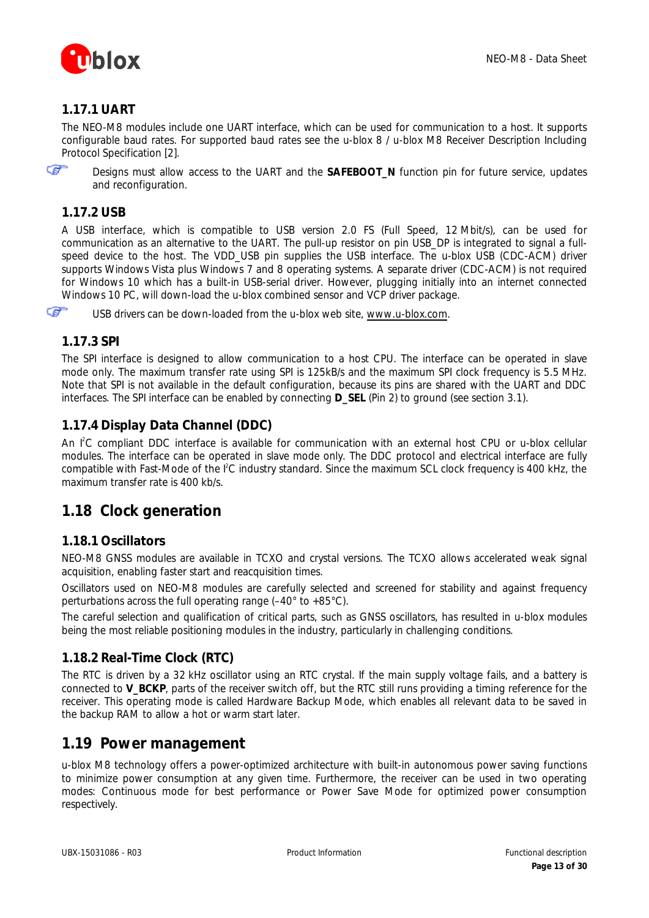### 1.17.1 UART

The NEO-M8 modules include one UART interface, which can be used for communication to a host. It supports configurable baud rates. For supported baud rates see the u-blox 8 / u-blox M8 Receiver Description Including Protocol Specification [2].

☞ Designs must allow access to the UART and the **SAFEBOOT_N** function pin for future service, updates and reconfiguration.

### 1.17.2 USB

A USB interface, which is compatible to USB version 2.0 FS (Full Speed, 12 Mbit/s), can be used for communication as an alternative to the UART. The pull-up resistor on pin USB_DP is integrated to signal a full-speed device to the host. The VDD_USB pin supplies the USB interface. The u-blox USB (CDC-ACM) driver supports Windows Vista plus Windows 7 and 8 operating systems. A separate driver (CDC-ACM) is not required for Windows 10 which has a built-in USB-serial driver. However, plugging initially into an internet connected Windows 10 PC, will down-load the u-blox combined sensor and VCP driver package.

☞ USB drivers can be down-loaded from the u-blox web site, www.u-blox.com.

### 1.17.3 SPI

The SPI interface is designed to allow communication to a host CPU. The interface can be operated in slave mode only. The maximum transfer rate using SPI is 125kB/s and the maximum SPI clock frequency is 5.5 MHz. Note that SPI is not available in the default configuration, because its pins are shared with the UART and DDC interfaces. The SPI interface can be enabled by connecting **D_SEL** (Pin 2) to ground (see section 3.1).

### 1.17.4 Display Data Channel (DDC)

An I²C compliant DDC interface is available for communication with an external host CPU or u-blox cellular modules. The interface can be operated in slave mode only. The DDC protocol and electrical interface are fully compatible with Fast-Mode of the I²C industry standard. Since the maximum SCL clock frequency is 400 kHz, the maximum transfer rate is 400 kb/s.

## 1.18 Clock generation

### 1.18.1 Oscillators

NEO-M8 GNSS modules are available in TCXO and crystal versions. The TCXO allows accelerated weak signal acquisition, enabling faster start and reacquisition times.

Oscillators used on NEO-M8 modules are carefully selected and screened for stability and against frequency perturbations across the full operating range (–40° to +85°C).

The careful selection and qualification of critical parts, such as GNSS oscillators, has resulted in u-blox modules being the most reliable positioning modules in the industry, particularly in challenging conditions.

### 1.18.2 Real-Time Clock (RTC)

The RTC is driven by a 32 kHz oscillator using an RTC crystal. If the main supply voltage fails, and a battery is connected to **V_BCKP**, parts of the receiver switch off, but the RTC still runs providing a timing reference for the receiver. This operating mode is called Hardware Backup Mode, which enables all relevant data to be saved in the backup RAM to allow a hot or warm start later.

## 1.19 Power management

u-blox M8 technology offers a power-optimized architecture with built-in autonomous power saving functions to minimize power consumption at any given time. Furthermore, the receiver can be used in two operating modes: Continuous mode for best performance or Power Save Mode for optimized power consumption respectively.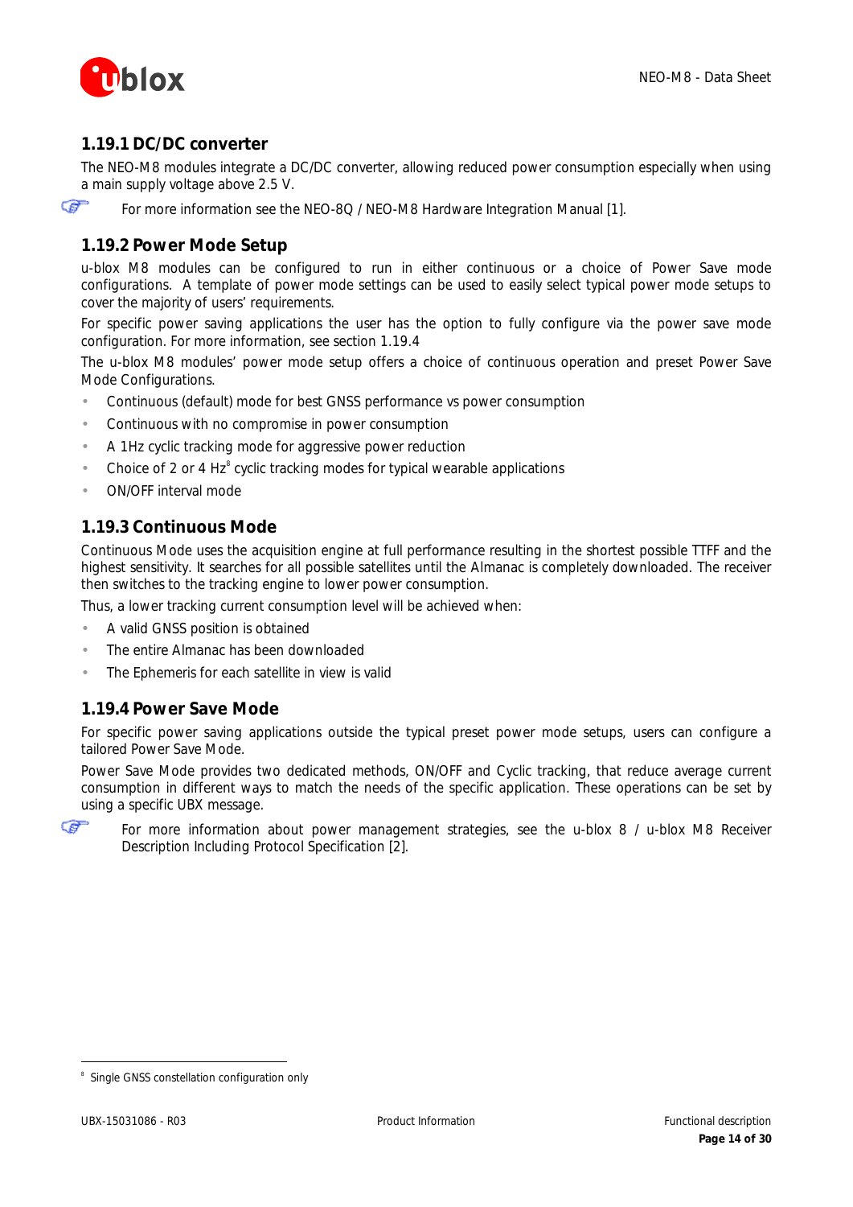### 1.19.1 DC/DC converter

The NEO-M8 modules integrate a DC/DC converter, allowing reduced power consumption especially when using a main supply voltage above 2.5 V.

☞ For more information see the NEO-8Q / NEO-M8 Hardware Integration Manual [1].

### 1.19.2 Power Mode Setup

u-blox M8 modules can be configured to run in either continuous or a choice of Power Save mode configurations. A template of power mode settings can be used to easily select typical power mode setups to cover the majority of users' requirements.

For specific power saving applications the user has the option to fully configure via the power save mode configuration. For more information, see section 1.19.4

The u-blox M8 modules' power mode setup offers a choice of continuous operation and preset Power Save Mode Configurations.

- Continuous (default) mode for best GNSS performance vs power consumption
- Continuous with no compromise in power consumption
- A 1Hz cyclic tracking mode for aggressive power reduction
- Choice of 2 or 4 Hz[8] cyclic tracking modes for typical wearable applications
- ON/OFF interval mode

### 1.19.3 Continuous Mode

Continuous Mode uses the acquisition engine at full performance resulting in the shortest possible TTFF and the highest sensitivity. It searches for all possible satellites until the Almanac is completely downloaded. The receiver then switches to the tracking engine to lower power consumption.

Thus, a lower tracking current consumption level will be achieved when:

- A valid GNSS position is obtained
- The entire Almanac has been downloaded
- The Ephemeris for each satellite in view is valid

### 1.19.4 Power Save Mode

For specific power saving applications outside the typical preset power mode setups, users can configure a tailored Power Save Mode.

Power Save Mode provides two dedicated methods, ON/OFF and Cyclic tracking, that reduce average current consumption in different ways to match the needs of the specific application. These operations can be set by using a specific UBX message.

☞ For more information about power management strategies, see the u-blox 8 / u-blox M8 Receiver Description Including Protocol Specification [2].

---

[8] Single GNSS constellation configuration only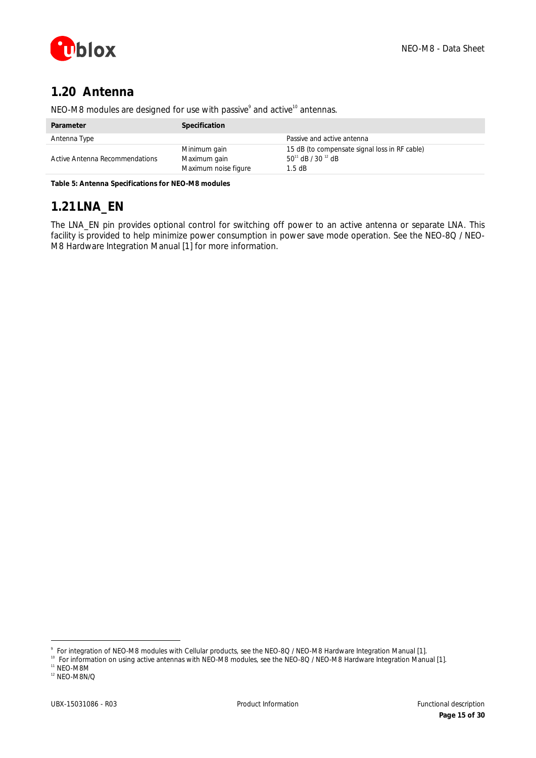## 1.20 Antenna

NEO-M8 modules are designed for use with passive[9] and active[10] antennas.

| Parameter | Specification | |
|---|---|---|
| Antenna Type | | Passive and active antenna |
| Active Antenna Recommendations | Minimum gain<br>Maximum gain<br>Maximum noise figure | 15 dB (to compensate signal loss in RF cable)<br>50[11] dB / 30 [12] dB<br>1.5 dB |

**Table 5: Antenna Specifications for NEO-M8 modules**

## 1.21 LNA_EN

The LNA_EN pin provides optional control for switching off power to an active antenna or separate LNA. This facility is provided to help minimize power consumption in power save mode operation. See the NEO-8Q / NEO-M8 Hardware Integration Manual [1] for more information.

---

[9] For integration of NEO-M8 modules with Cellular products, see the NEO-8Q / NEO-M8 Hardware Integration Manual [1].

[10] For information on using active antennas with NEO-M8 modules, see the NEO-8Q / NEO-M8 Hardware Integration Manual [1].

[11] NEO-M8M

[12] NEO-M8N/Q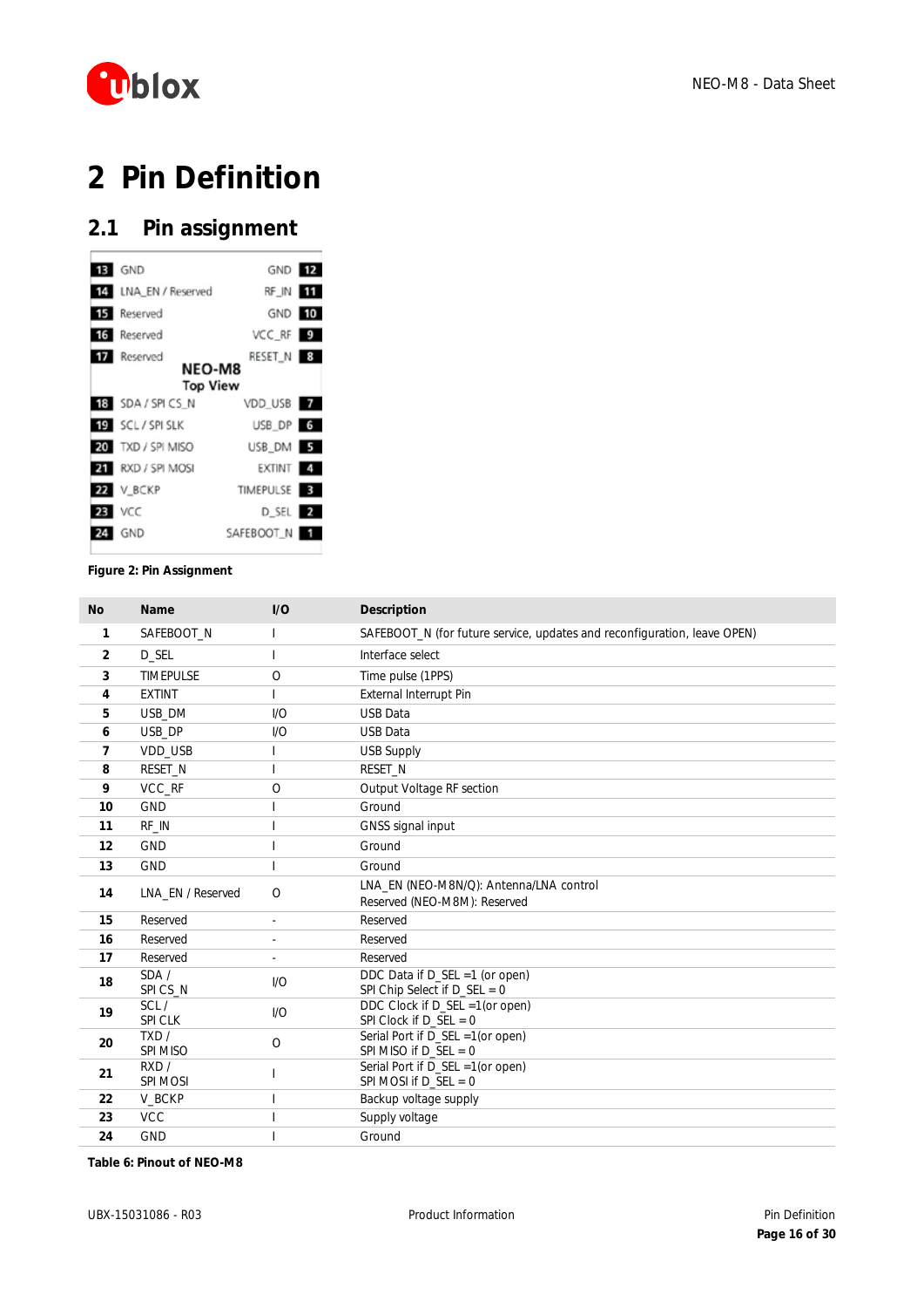# 2 Pin Definition

## 2.1 Pin assignment

| | | NEO-M8 Top View | | |
|---|---|---|---|---|
| 13 | GND | | GND | 12 |
| 14 | LNA_EN / Reserved | | RF_IN | 11 |
| 15 | Reserved | | GND | 10 |
| 16 | Reserved | | VCC_RF | 9 |
| 17 | Reserved | | RESET_N | 8 |
| 18 | SDA / SPI CS_N | | VDD_USB | 7 |
| 19 | SCL / SPI SLK | | USB_DP | 6 |
| 20 | TXD / SPI MISO | | USB_DM | 5 |
| 21 | RXD / SPI MOSI | | EXTINT | 4 |
| 22 | V_BCKP | | TIMEPULSE | 3 |
| 23 | VCC | | D_SEL | 2 |
| 24 | GND | | SAFEBOOT_N | 1 |

**Figure 2: Pin Assignment**

| No | Name | I/O | Description |
|---|---|---|---|
| 1 | SAFEBOOT_N | I | SAFEBOOT_N (for future service, updates and reconfiguration, leave OPEN) |
| 2 | D_SEL | I | Interface select |
| 3 | TIMEPULSE | O | Time pulse (1PPS) |
| 4 | EXTINT | I | External Interrupt Pin |
| 5 | USB_DM | I/O | USB Data |
| 6 | USB_DP | I/O | USB Data |
| 7 | VDD_USB | I | USB Supply |
| 8 | RESET_N | I | RESET_N |
| 9 | VCC_RF | O | Output Voltage RF section |
| 10 | GND | I | Ground |
| 11 | RF_IN | I | GNSS signal input |
| 12 | GND | I | Ground |
| 13 | GND | I | Ground |
| 14 | LNA_EN / Reserved | O | LNA_EN (NEO-M8N/Q): Antenna/LNA control<br>Reserved (NEO-M8M): Reserved |
| 15 | Reserved | - | Reserved |
| 16 | Reserved | - | Reserved |
| 17 | Reserved | - | Reserved |
| 18 | SDA /<br>SPI CS_N | I/O | DDC Data if D_SEL =1 (or open)<br>SPI Chip Select if D_SEL = 0 |
| 19 | SCL /<br>SPI CLK | I/O | DDC Clock if D_SEL =1(or open)<br>SPI Clock if D_SEL = 0 |
| 20 | TXD /<br>SPI MISO | O | Serial Port if D_SEL =1(or open)<br>SPI MISO if D_SEL = 0 |
| 21 | RXD /<br>SPI MOSI | I | Serial Port if D_SEL =1(or open)<br>SPI MOSI if D_SEL = 0 |
| 22 | V_BCKP | I | Backup voltage supply |
| 23 | VCC | I | Supply voltage |
| 24 | GND | I | Ground |

**Table 6: Pinout of NEO-M8**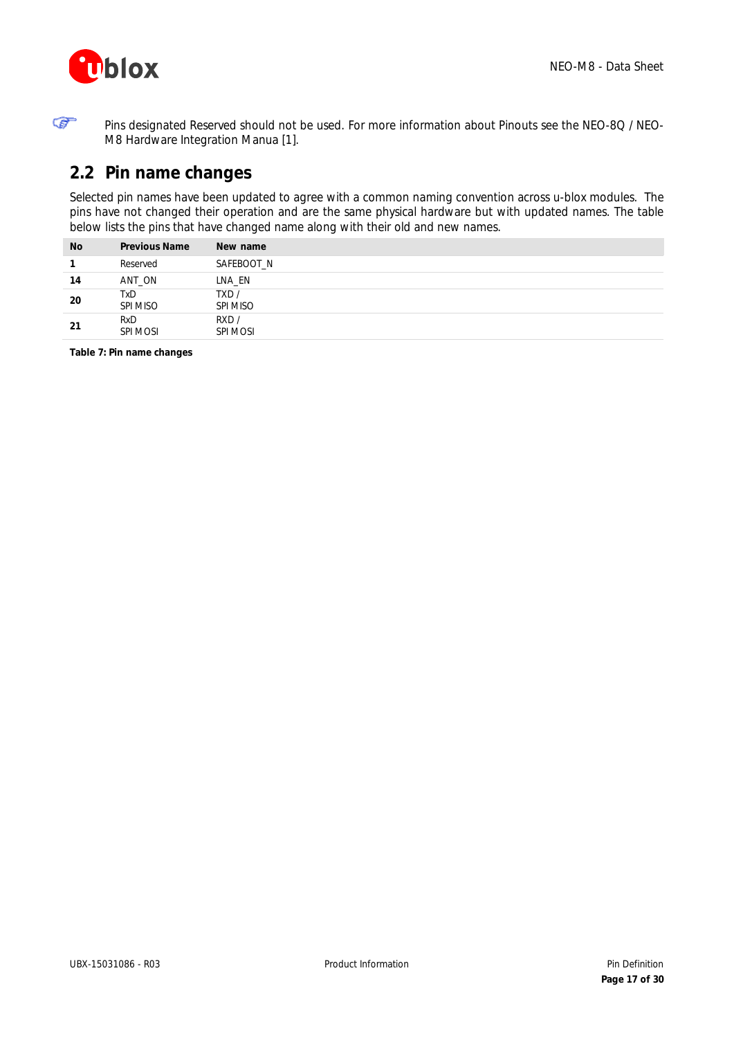Pins designated Reserved should not be used. For more information about Pinouts see the NEO-8Q / NEO-M8 Hardware Integration Manua [1].

## 2.2 Pin name changes

Selected pin names have been updated to agree with a common naming convention across u-blox modules. The pins have not changed their operation and are the same physical hardware but with updated names. The table below lists the pins that have changed name along with their old and new names.

| No | Previous Name | New name |
|---|---|---|
| 1 | Reserved | SAFEBOOT_N |
| 14 | ANT_ON | LNA_EN |
| 20 | TxD<br>SPI MISO | TXD /<br>SPI MISO |
| 21 | RxD<br>SPI MOSI | RXD /<br>SPI MOSI |

**Table 7: Pin name changes**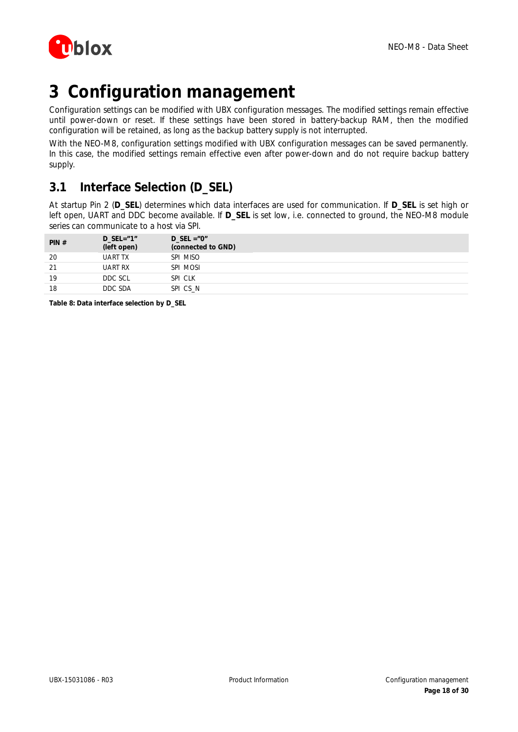# 3 Configuration management

Configuration settings can be modified with UBX configuration messages. The modified settings remain effective until power-down or reset. If these settings have been stored in battery-backup RAM, then the modified configuration will be retained, as long as the backup battery supply is not interrupted.

With the NEO-M8, configuration settings modified with UBX configuration messages can be saved permanently. In this case, the modified settings remain effective even after power-down and do not require backup battery supply.

## 3.1 Interface Selection (D_SEL)

At startup Pin 2 (**D_SEL**) determines which data interfaces are used for communication. If **D_SEL** is set high or left open, UART and DDC become available. If **D_SEL** is set low, i.e. connected to ground, the NEO-M8 module series can communicate to a host via SPI.

| PIN # | D_SEL="1" (left open) | D_SEL ="0" (connected to GND) |
|---|---|---|
| 20 | UART TX | SPI MISO |
| 21 | UART RX | SPI MOSI |
| 19 | DDC SCL | SPI CLK |
| 18 | DDC SDA | SPI CS_N |

**Table 8: Data interface selection by D_SEL**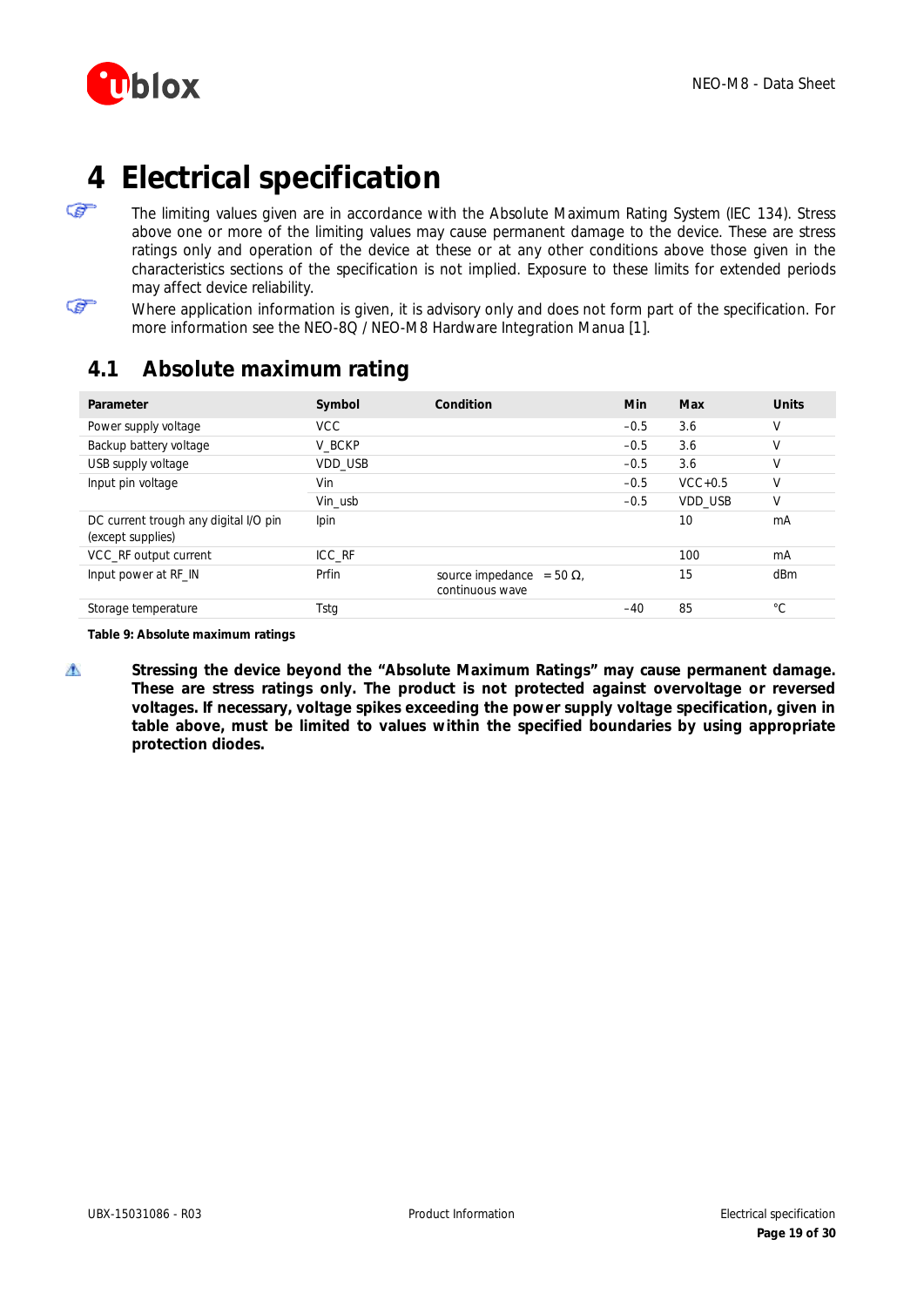# 4 Electrical specification

The limiting values given are in accordance with the Absolute Maximum Rating System (IEC 134). Stress above one or more of the limiting values may cause permanent damage to the device. These are stress ratings only and operation of the device at these or at any other conditions above those given in the characteristics sections of the specification is not implied. Exposure to these limits for extended periods may affect device reliability.

Where application information is given, it is advisory only and does not form part of the specification. For more information see the NEO-8Q / NEO-M8 Hardware Integration Manua [1].

## 4.1 Absolute maximum rating

| Parameter | Symbol | Condition | Min | Max | Units |
|---|---|---|---|---|---|
| Power supply voltage | VCC | | –0.5 | 3.6 | V |
| Backup battery voltage | V_BCKP | | –0.5 | 3.6 | V |
| USB supply voltage | VDD_USB | | –0.5 | 3.6 | V |
| Input pin voltage | Vin | | –0.5 | VCC+0.5 | V |
| | Vin_usb | | –0.5 | VDD_USB | V |
| DC current trough any digital I/O pin (except supplies) | Ipin | | | 10 | mA |
| VCC_RF output current | ICC_RF | | | 100 | mA |
| Input power at RF_IN | Prfin | source impedance = 50 Ω, continuous wave | | 15 | dBm |
| Storage temperature | Tstg | | –40 | 85 | °C |

**Table 9: Absolute maximum ratings**

**Stressing the device beyond the "Absolute Maximum Ratings" may cause permanent damage. These are stress ratings only. The product is not protected against overvoltage or reversed voltages. If necessary, voltage spikes exceeding the power supply voltage specification, given in table above, must be limited to values within the specified boundaries by using appropriate protection diodes.**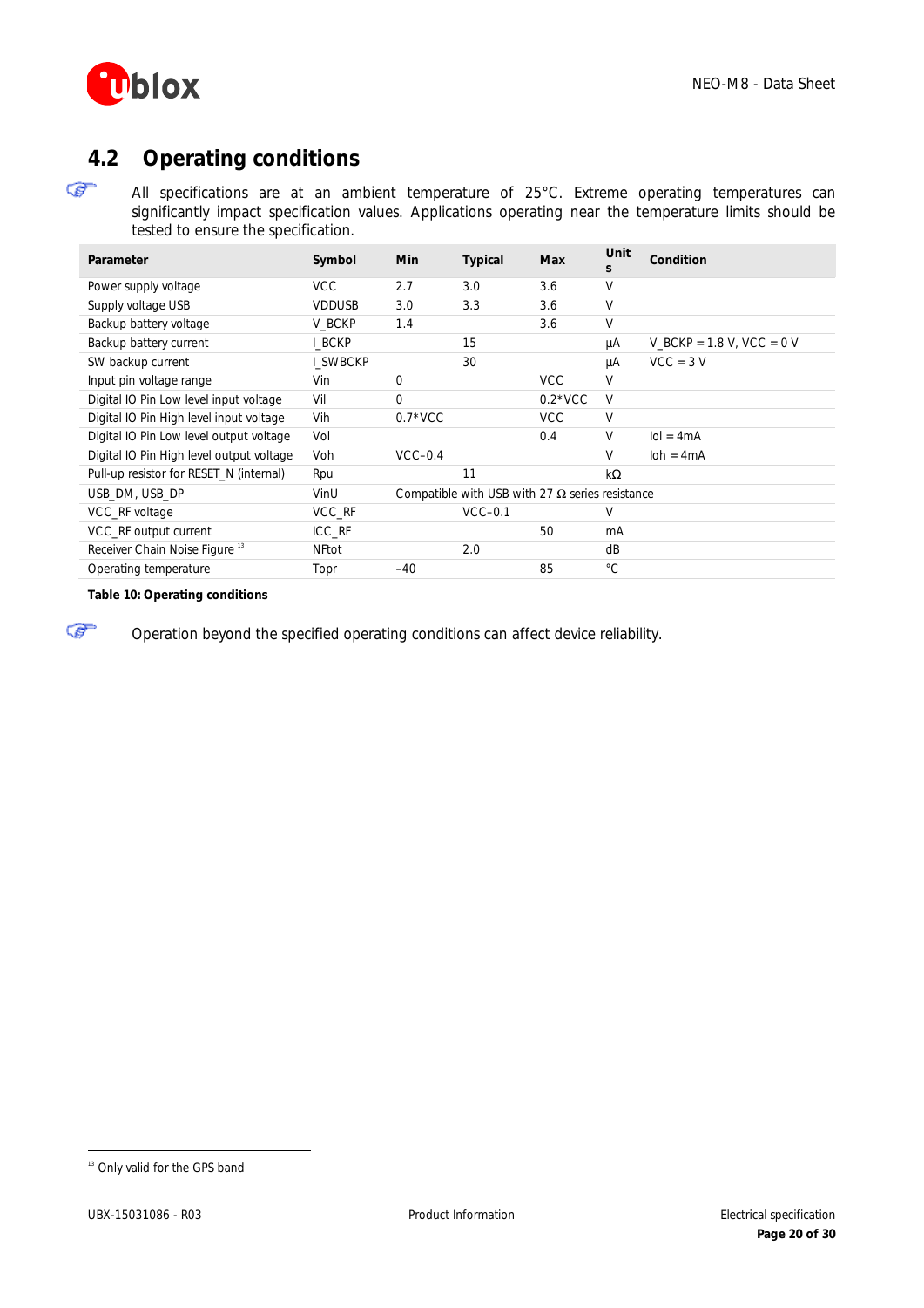## 4.2 Operating conditions

All specifications are at an ambient temperature of 25°C. Extreme operating temperatures can significantly impact specification values. Applications operating near the temperature limits should be tested to ensure the specification.

| Parameter | Symbol | Min | Typical | Max | Units | Condition |
|---|---|---|---|---|---|---|
| Power supply voltage | VCC | 2.7 | 3.0 | 3.6 | V | |
| Supply voltage USB | VDDUSB | 3.0 | 3.3 | 3.6 | V | |
| Backup battery voltage | V_BCKP | 1.4 | | 3.6 | V | |
| Backup battery current | I_BCKP | | 15 | | µA | V_BCKP = 1.8 V, VCC = 0 V |
| SW backup current | I_SWBCKP | | 30 | | µA | VCC = 3 V |
| Input pin voltage range | Vin | 0 | | VCC | V | |
| Digital IO Pin Low level input voltage | Vil | 0 | | 0.2*VCC | V | |
| Digital IO Pin High level input voltage | Vih | 0.7*VCC | | VCC | V | |
| Digital IO Pin Low level output voltage | Vol | | | 0.4 | V | Iol = 4mA |
| Digital IO Pin High level output voltage | Voh | VCC–0.4 | | | V | Ioh = 4mA |
| Pull-up resistor for RESET_N (internal) | Rpu | | 11 | | kΩ | |
| USB_DM, USB_DP | VinU | Compatible with USB with 27 Ω series resistance | | | | |
| VCC_RF voltage | VCC_RF | | VCC–0.1 | | V | |
| VCC_RF output current | ICC_RF | | | 50 | mA | |
| Receiver Chain Noise Figure [13] | NFtot | | 2.0 | | dB | |
| Operating temperature | Topr | –40 | | 85 | °C | |

**Table 10: Operating conditions**

Operation beyond the specified operating conditions can affect device reliability.

[13] Only valid for the GPS band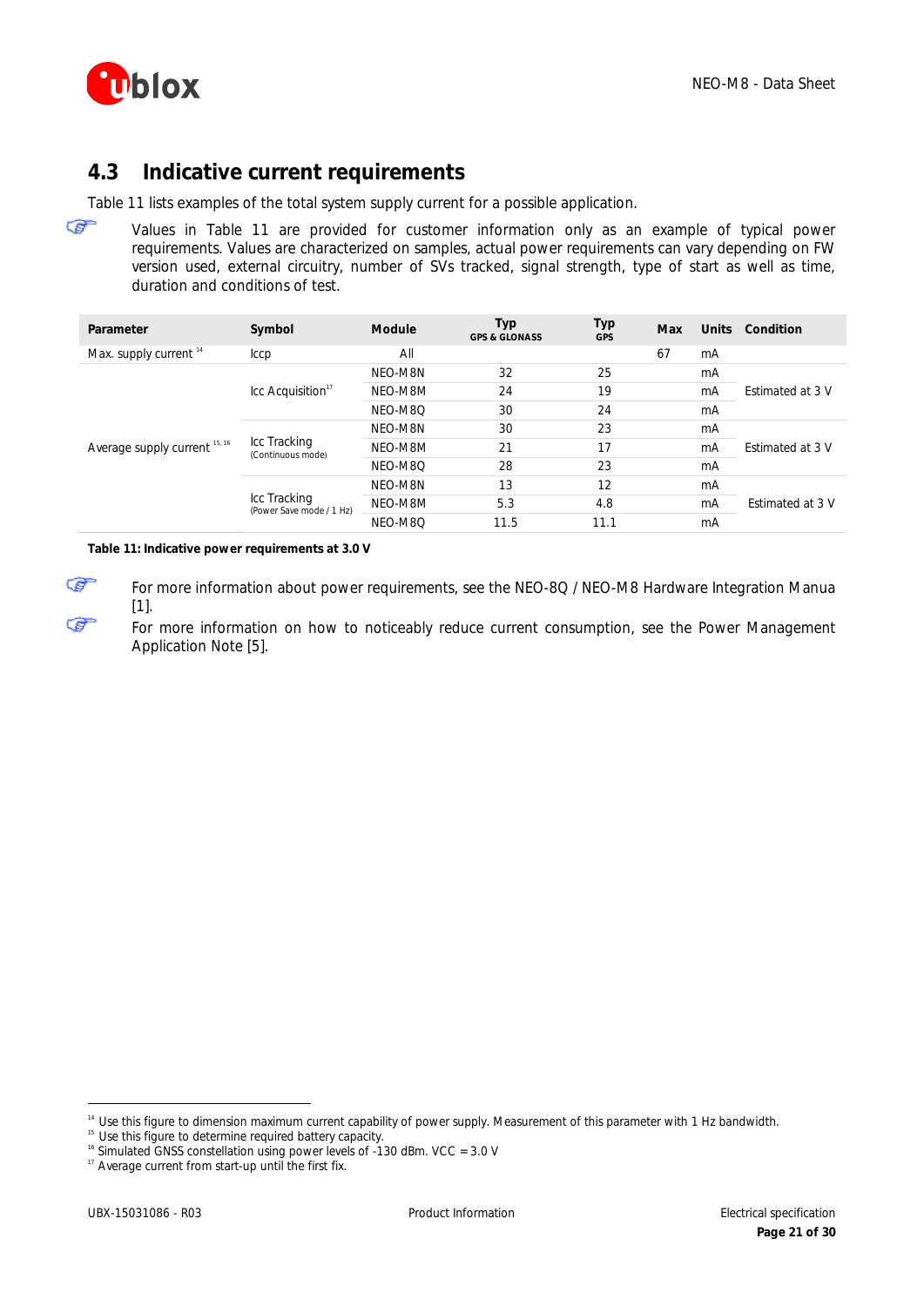## 4.3 Indicative current requirements

Table 11 lists examples of the total system supply current for a possible application.

Values in Table 11 are provided for customer information only as an example of typical power requirements. Values are characterized on samples, actual power requirements can vary depending on FW version used, external circuitry, number of SVs tracked, signal strength, type of start as well as time, duration and conditions of test.

| Parameter | Symbol | Module | Typ GPS & GLONASS | Typ GPS | Max | Units | Condition |
|---|---|---|---|---|---|---|---|
| Max. supply current [14] | Iccp | All | | | 67 | mA | |
| Average supply current [15, 16] | Icc Acquisition[17] | NEO-M8N | 32 | 25 | | mA | Estimated at 3 V |
| | | NEO-M8M | 24 | 19 | | mA | |
| | | NEO-M8Q | 30 | 24 | | mA | |
| | Icc Tracking (Continuous mode) | NEO-M8N | 30 | 23 | | mA | Estimated at 3 V |
| | | NEO-M8M | 21 | 17 | | mA | |
| | | NEO-M8Q | 28 | 23 | | mA | |
| | Icc Tracking (Power Save mode / 1 Hz) | NEO-M8N | 13 | 12 | | mA | Estimated at 3 V |
| | | NEO-M8M | 5.3 | 4.8 | | mA | |
| | | NEO-M8Q | 11.5 | 11.1 | | mA | |

**Table 11: Indicative power requirements at 3.0 V**

For more information about power requirements, see the NEO-8Q / NEO-M8 Hardware Integration Manua [1].

For more information on how to noticeably reduce current consumption, see the Power Management Application Note [5].

---

[14] Use this figure to dimension maximum current capability of power supply. Measurement of this parameter with 1 Hz bandwidth.

[15] Use this figure to determine required battery capacity.

[16] Simulated GNSS constellation using power levels of -130 dBm. VCC = 3.0 V

[17] Average current from start-up until the first fix.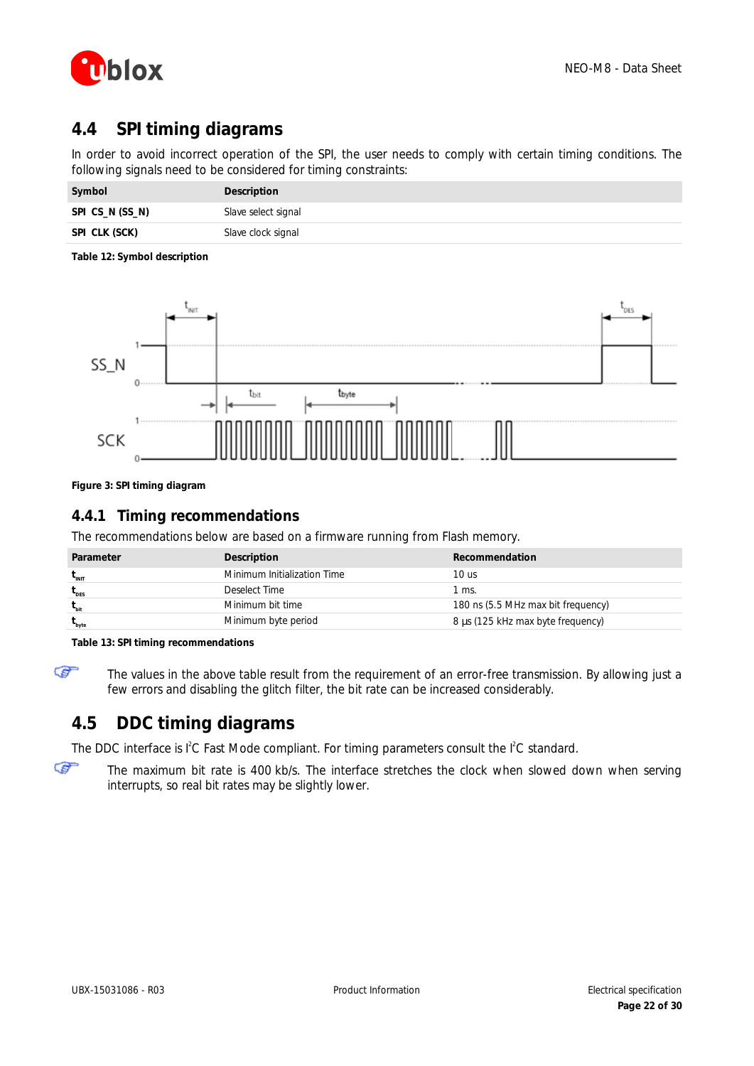## 4.4 SPI timing diagrams

In order to avoid incorrect operation of the SPI, the user needs to comply with certain timing conditions. The following signals need to be considered for timing constraints:

| Symbol | Description |
|---|---|
| **SPI CS_N (SS_N)** | Slave select signal |
| **SPI CLK (SCK)** | Slave clock signal |

**Table 12: Symbol description**

**Figure 3: SPI timing diagram**

### 4.4.1 Timing recommendations

The recommendations below are based on a firmware running from Flash memory.

| Parameter | Description | Recommendation |
|---|---|---|
| $t_{INIT}$ | Minimum Initialization Time | 10 us |
| $t_{DES}$ | Deselect Time | 1 ms. |
| $t_{bit}$ | Minimum bit time | 180 ns (5.5 MHz max bit frequency) |
| $t_{byte}$ | Minimum byte period | 8 µs (125 kHz max byte frequency) |

**Table 13: SPI timing recommendations**

The values in the above table result from the requirement of an error-free transmission. By allowing just a few errors and disabling the glitch filter, the bit rate can be increased considerably.

## 4.5 DDC timing diagrams

The DDC interface is I²C Fast Mode compliant. For timing parameters consult the I²C standard.

The maximum bit rate is 400 kb/s. The interface stretches the clock when slowed down when serving interrupts, so real bit rates may be slightly lower.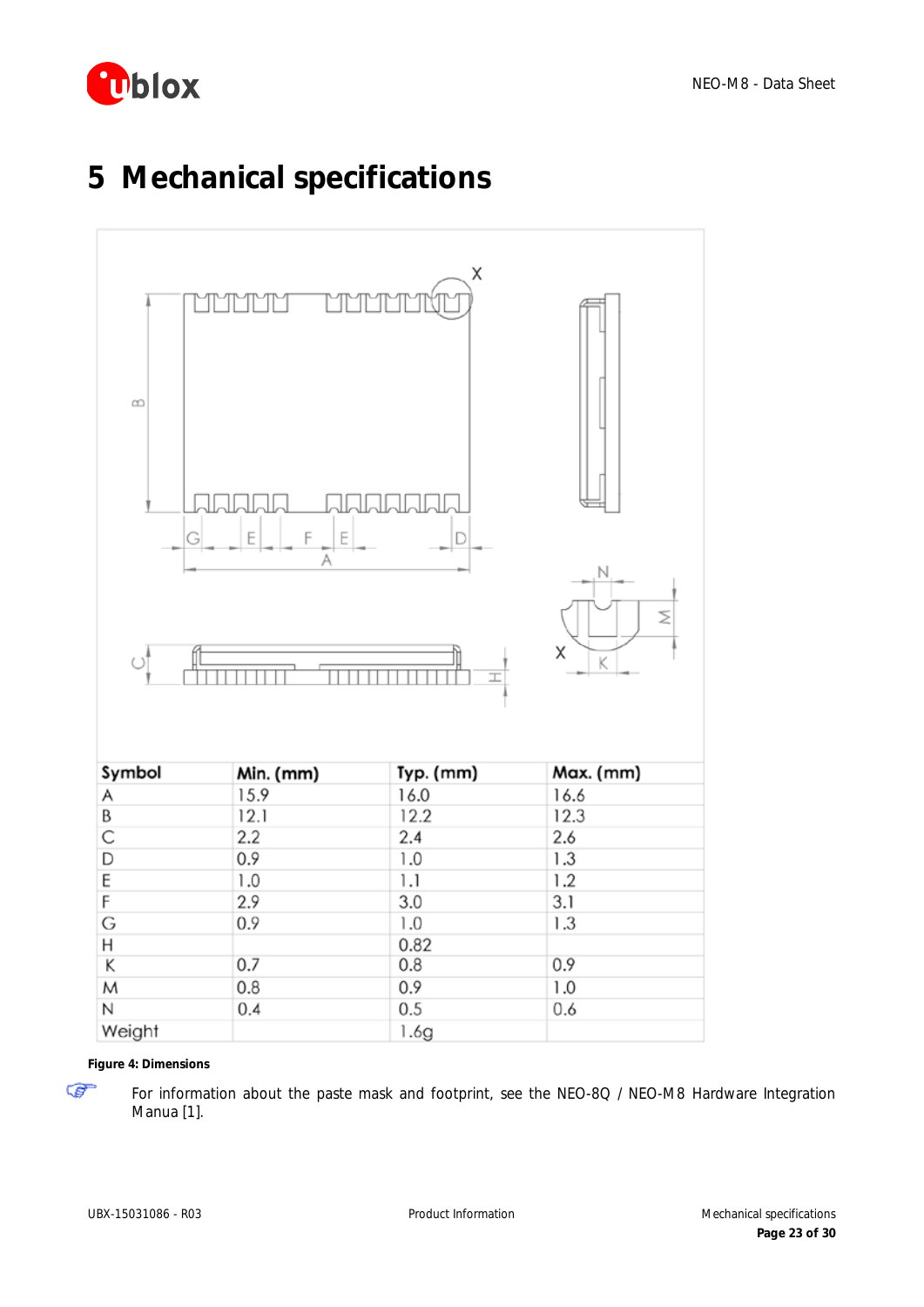# 5 Mechanical specifications

| Symbol | Min. (mm) | Typ. (mm) | Max. (mm) |
|---|---|---|---|
| A | 15.9 | 16.0 | 16.6 |
| B | 12.1 | 12.2 | 12.3 |
| C | 2.2 | 2.4 | 2.6 |
| D | 0.9 | 1.0 | 1.3 |
| E | 1.0 | 1.1 | 1.2 |
| F | 2.9 | 3.0 | 3.1 |
| G | 0.9 | 1.0 | 1.3 |
| H | | 0.82 | |
| K | 0.7 | 0.8 | 0.9 |
| M | 0.8 | 0.9 | 1.0 |
| N | 0.4 | 0.5 | 0.6 |
| Weight | | 1.6g | |

**Figure 4: Dimensions**

For information about the paste mask and footprint, see the NEO-8Q / NEO-M8 Hardware Integration Manua [1].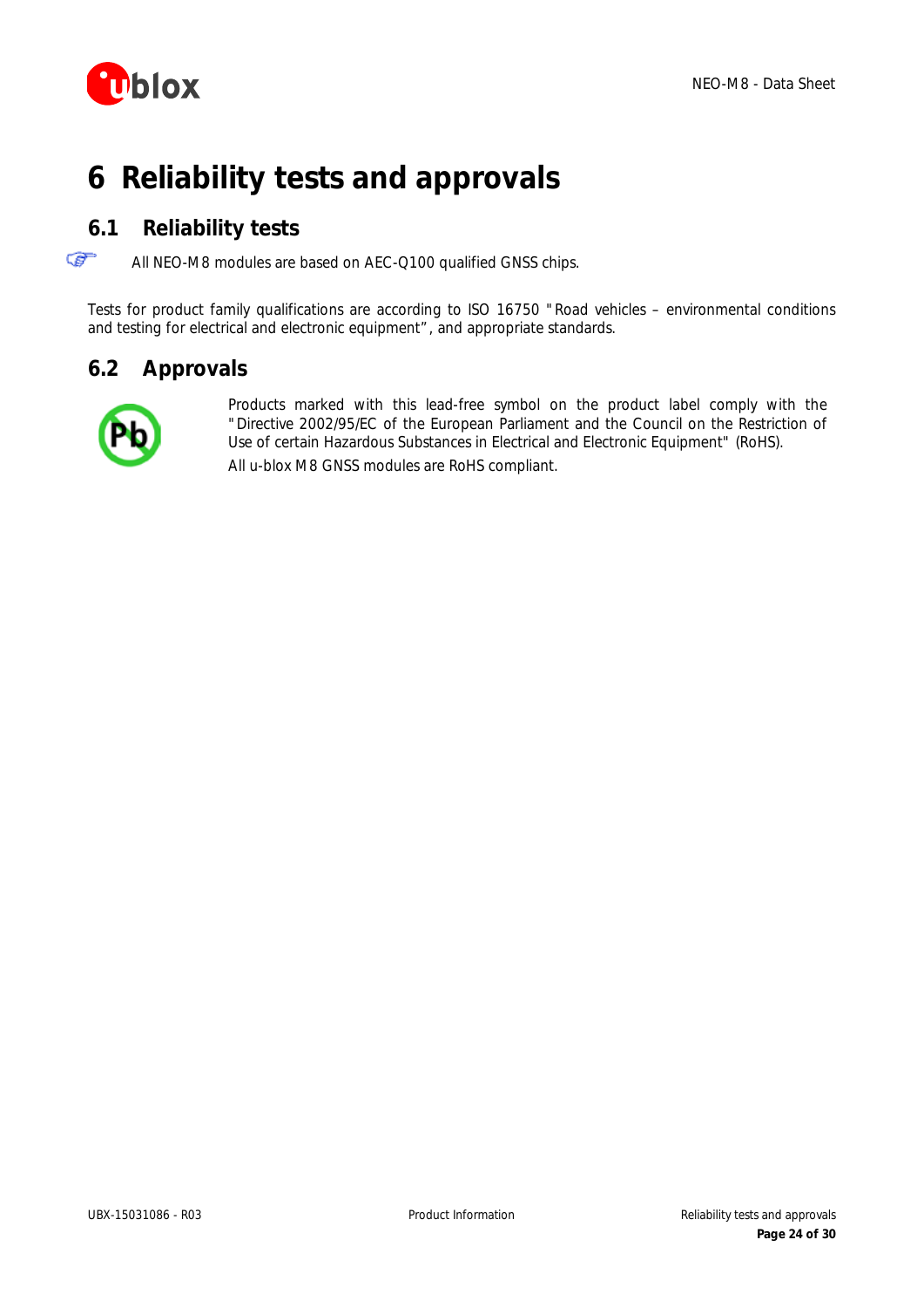// 6 Reliability tests and approvals

## 6.1 Reliability tests

All NEO-M8 modules are based on AEC-Q100 qualified GNSS chips.

Tests for product family qualifications are according to ISO 16750 "Road vehicles – environmental conditions and testing for electrical and electronic equipment", and appropriate standards.

## 6.2 Approvals

Products marked with this lead-free symbol on the product label comply with the "Directive 2002/95/EC of the European Parliament and the Council on the Restriction of Use of certain Hazardous Substances in Electrical and Electronic Equipment" (RoHS).

All u-blox M8 GNSS modules are RoHS compliant.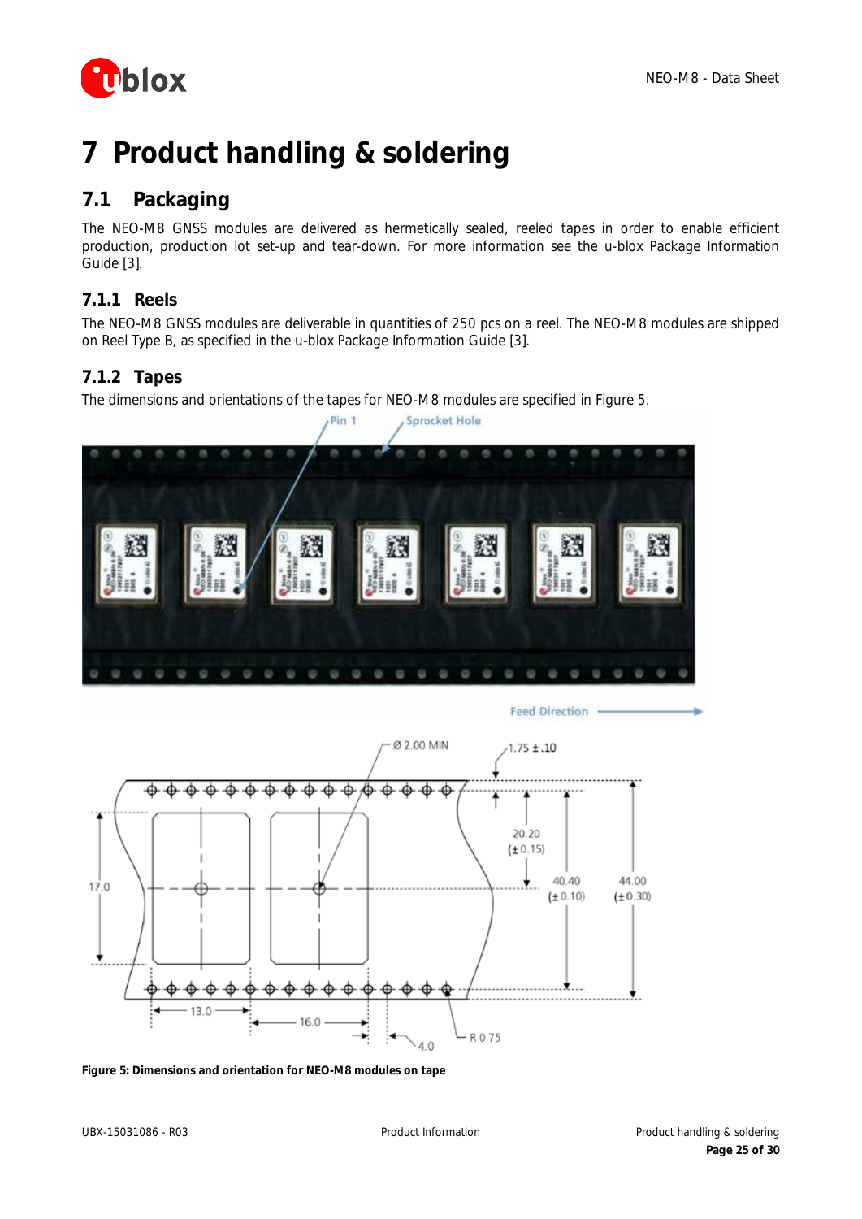# 7 Product handling & soldering

## 7.1 Packaging

The NEO-M8 GNSS modules are delivered as hermetically sealed, reeled tapes in order to enable efficient production, production lot set-up and tear-down. For more information see the u-blox Package Information Guide [3].

### 7.1.1 Reels

The NEO-M8 GNSS modules are deliverable in quantities of 250 pcs on a reel. The NEO-M8 modules are shipped on Reel Type B, as specified in the u-blox Package Information Guide [3].

### 7.1.2 Tapes

The dimensions and orientations of the tapes for NEO-M8 modules are specified in Figure 5.

**Figure 5: Dimensions and orientation for NEO-M8 modules on tape**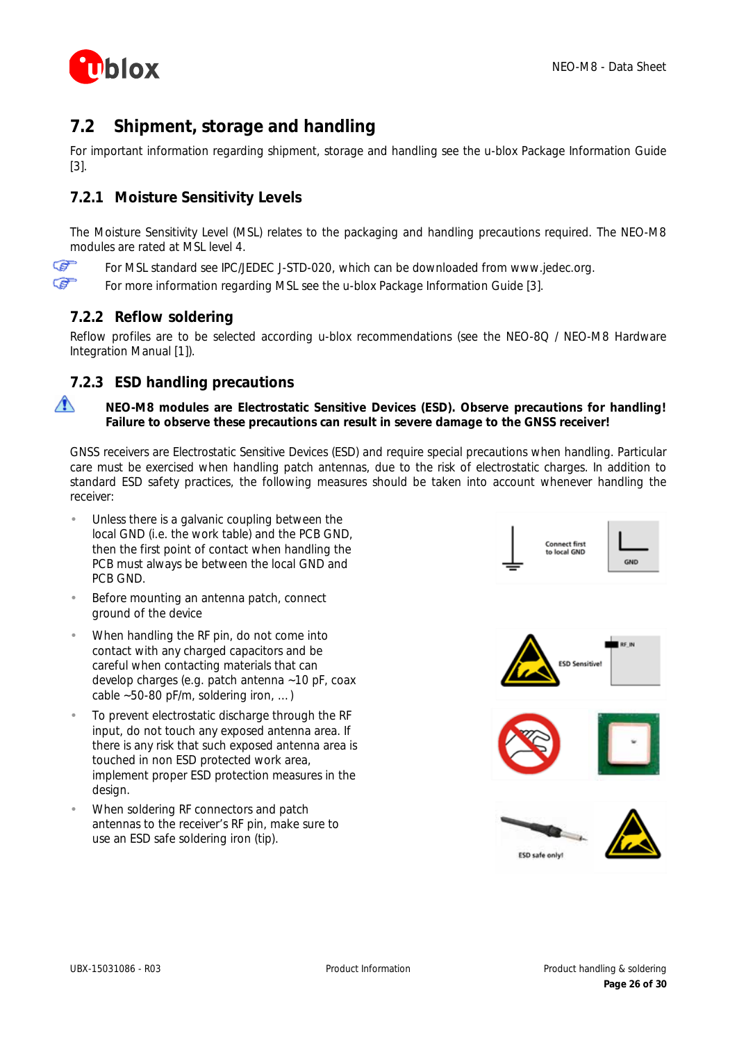## 7.2 Shipment, storage and handling

For important information regarding shipment, storage and handling see the u-blox Package Information Guide [3].

### 7.2.1 Moisture Sensitivity Levels

The Moisture Sensitivity Level (MSL) relates to the packaging and handling precautions required. The NEO-M8 modules are rated at MSL level 4.

For MSL standard see IPC/JEDEC J-STD-020, which can be downloaded from www.jedec.org.

For more information regarding MSL see the u-blox Package Information Guide [3].

### 7.2.2 Reflow soldering

Reflow profiles are to be selected according u-blox recommendations (see the NEO-8Q / NEO-M8 Hardware Integration Manual [1]).

### 7.2.3 ESD handling precautions

**NEO-M8 modules are Electrostatic Sensitive Devices (ESD). Observe precautions for handling! Failure to observe these precautions can result in severe damage to the GNSS receiver!**

GNSS receivers are Electrostatic Sensitive Devices (ESD) and require special precautions when handling. Particular care must be exercised when handling patch antennas, due to the risk of electrostatic charges. In addition to standard ESD safety practices, the following measures should be taken into account whenever handling the receiver:

- Unless there is a galvanic coupling between the local GND (i.e. the work table) and the PCB GND, then the first point of contact when handling the PCB must always be between the local GND and PCB GND.
- Before mounting an antenna patch, connect ground of the device
- When handling the RF pin, do not come into contact with any charged capacitors and be careful when contacting materials that can develop charges (e.g. patch antenna ~10 pF, coax cable ~50-80 pF/m, soldering iron, … )
- To prevent electrostatic discharge through the RF input, do not touch any exposed antenna area. If there is any risk that such exposed antenna area is touched in non ESD protected work area, implement proper ESD protection measures in the design.
- When soldering RF connectors and patch antennas to the receiver's RF pin, make sure to use an ESD safe soldering iron (tip).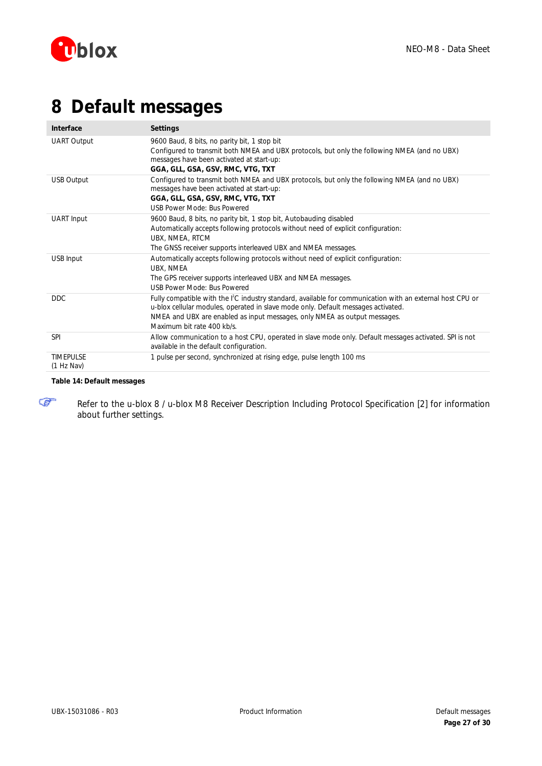# 8 Default messages

| Interface | Settings |
|---|---|
| UART Output | 9600 Baud, 8 bits, no parity bit, 1 stop bit<br>Configured to transmit both NMEA and UBX protocols, but only the following NMEA (and no UBX) messages have been activated at start-up:<br>**GGA, GLL, GSA, GSV, RMC, VTG, TXT** |
| USB Output | Configured to transmit both NMEA and UBX protocols, but only the following NMEA (and no UBX) messages have been activated at start-up:<br>**GGA, GLL, GSA, GSV, RMC, VTG, TXT**<br>USB Power Mode: Bus Powered |
| UART Input | 9600 Baud, 8 bits, no parity bit, 1 stop bit, Autobauding disabled<br>Automatically accepts following protocols without need of explicit configuration:<br>UBX, NMEA, RTCM<br>The GNSS receiver supports interleaved UBX and NMEA messages. |
| USB Input | Automatically accepts following protocols without need of explicit configuration:<br>UBX, NMEA<br>The GPS receiver supports interleaved UBX and NMEA messages.<br>USB Power Mode: Bus Powered |
| DDC | Fully compatible with the I²C industry standard, available for communication with an external host CPU or u-blox cellular modules, operated in slave mode only. Default messages activated.<br>NMEA and UBX are enabled as input messages, only NMEA as output messages.<br>Maximum bit rate 400 kb/s. |
| SPI | Allow communication to a host CPU, operated in slave mode only. Default messages activated. SPI is not available in the default configuration. |
| TIMEPULSE<br>(1 Hz Nav) | 1 pulse per second, synchronized at rising edge, pulse length 100 ms |

**Table 14: Default messages**

Refer to the u-blox 8 / u-blox M8 Receiver Description Including Protocol Specification [2] for information about further settings.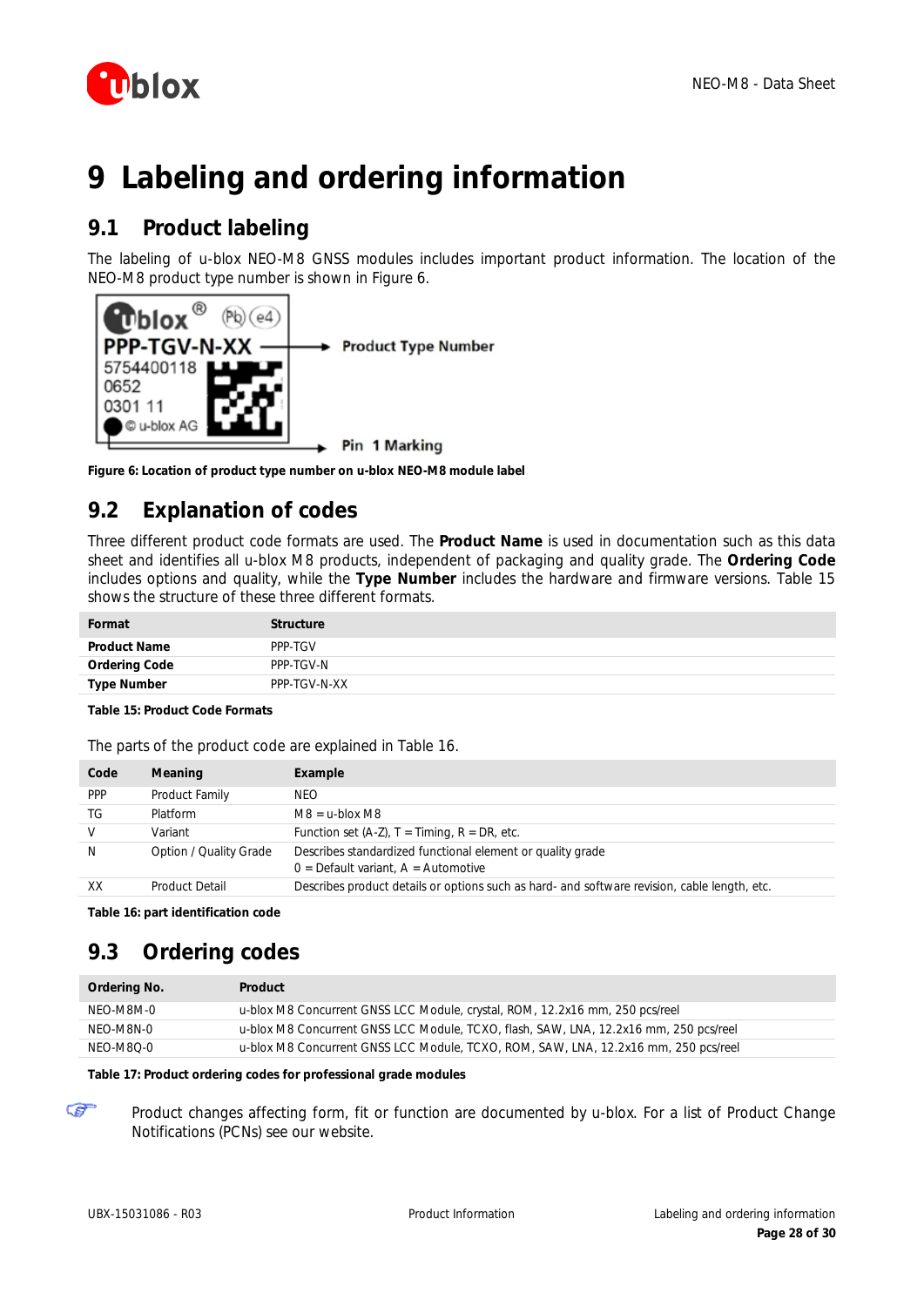# 9 Labeling and ordering information

## 9.1 Product labeling

The labeling of u-blox NEO-M8 GNSS modules includes important product information. The location of the NEO-M8 product type number is shown in Figure 6.

Figure 6: Location of product type number on u-blox NEO-M8 module label

## 9.2 Explanation of codes

Three different product code formats are used. The **Product Name** is used in documentation such as this data sheet and identifies all u-blox M8 products, independent of packaging and quality grade. The **Ordering Code** includes options and quality, while the **Type Number** includes the hardware and firmware versions. Table 15 shows the structure of these three different formats.

| Format | Structure |
|---|---|
| **Product Name** | PPP-TGV |
| **Ordering Code** | PPP-TGV-N |
| **Type Number** | PPP-TGV-N-XX |

**Table 15: Product Code Formats**

The parts of the product code are explained in Table 16.

| Code | Meaning | Example |
|---|---|---|
| PPP | Product Family | NEO |
| TG | Platform | M8 = u-blox M8 |
| V | Variant | Function set (A-Z), T = Timing, R = DR, etc. |
| N | Option / Quality Grade | Describes standardized functional element or quality grade<br>0 = Default variant, A = Automotive |
| XX | Product Detail | Describes product details or options such as hard- and software revision, cable length, etc. |

**Table 16: part identification code**

## 9.3 Ordering codes

| Ordering No. | Product |
|---|---|
| NEO-M8M-0 | u-blox M8 Concurrent GNSS LCC Module, crystal, ROM, 12.2x16 mm, 250 pcs/reel |
| NEO-M8N-0 | u-blox M8 Concurrent GNSS LCC Module, TCXO, flash, SAW, LNA, 12.2x16 mm, 250 pcs/reel |
| NEO-M8Q-0 | u-blox M8 Concurrent GNSS LCC Module, TCXO, ROM, SAW, LNA, 12.2x16 mm, 250 pcs/reel |

**Table 17: Product ordering codes for professional grade modules**

Product changes affecting form, fit or function are documented by u-blox. For a list of Product Change Notifications (PCNs) see our website.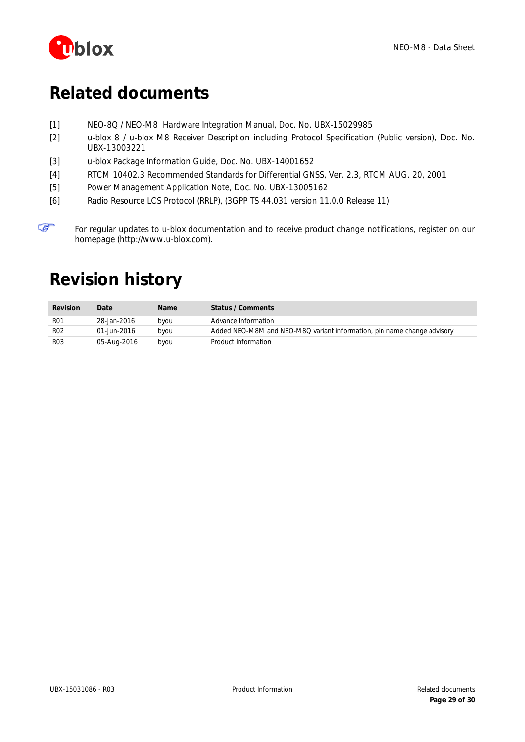# Related documents

[1] NEO-8Q / NEO-M8 Hardware Integration Manual, Doc. No. UBX-15029985

[2] u-blox 8 / u-blox M8 Receiver Description including Protocol Specification (Public version), Doc. No. UBX-13003221

[3] u-blox Package Information Guide, Doc. No. UBX-14001652

[4] RTCM 10402.3 Recommended Standards for Differential GNSS, Ver. 2.3, RTCM AUG. 20, 2001

[5] Power Management Application Note, Doc. No. UBX-13005162

[6] Radio Resource LCS Protocol (RRLP), (3GPP TS 44.031 version 11.0.0 Release 11)

For regular updates to u-blox documentation and to receive product change notifications, register on our homepage (http://www.u-blox.com).

# Revision history

| Revision | Date | Name | Status / Comments |
|---|---|---|---|
| R01 | 28-Jan-2016 | byou | Advance Information |
| R02 | 01-Jun-2016 | byou | Added NEO-M8M and NEO-M8Q variant information, pin name change advisory |
| R03 | 05-Aug-2016 | byou | Product Information |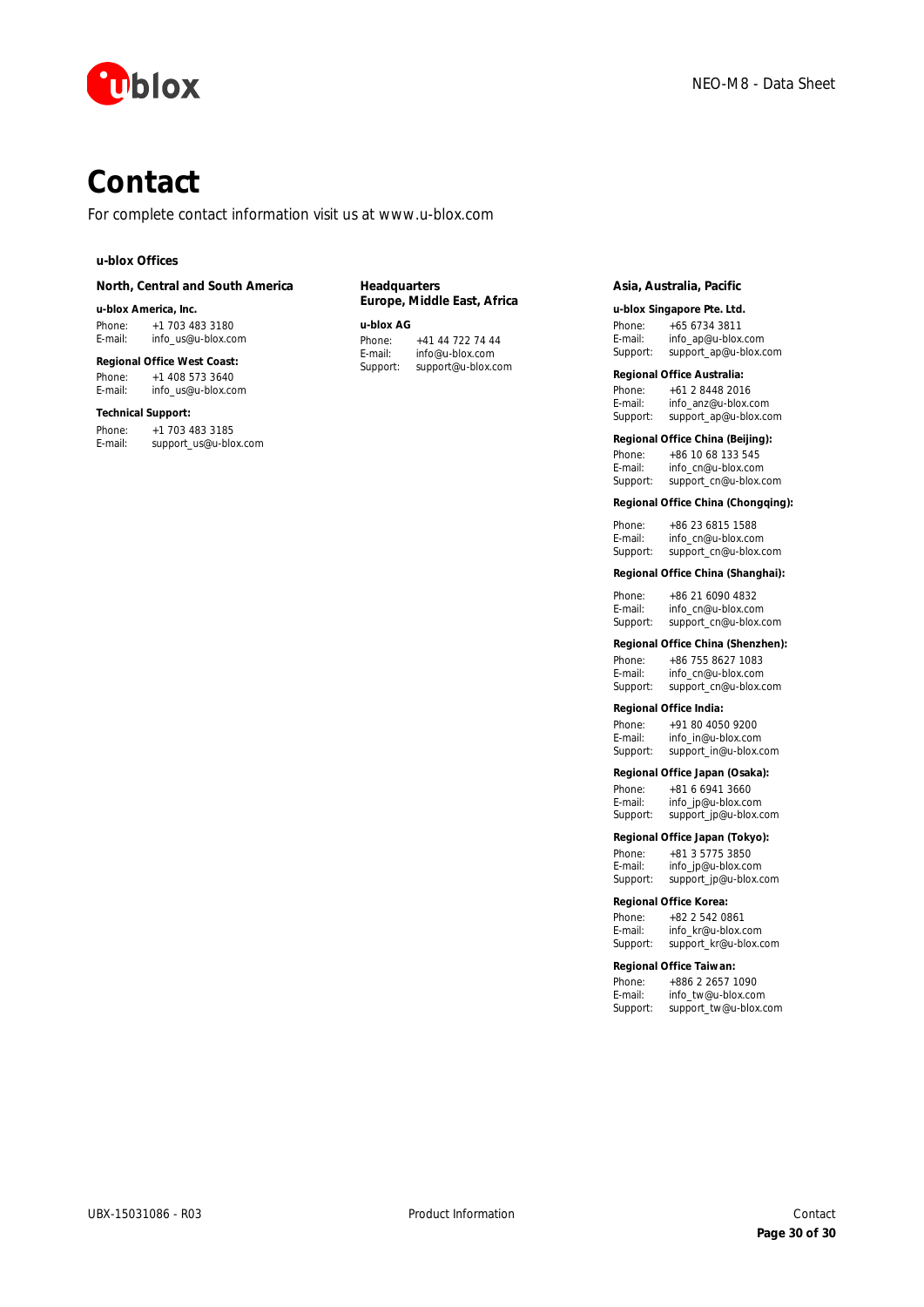# Contact

For complete contact information visit us at www.u-blox.com

### u-blox Offices

#### North, Central and South America

**u-blox America, Inc.**

Phone: +1 703 483 3180
E-mail: info_us@u-blox.com

**Regional Office West Coast:**

Phone: +1 408 573 3640
E-mail: info_us@u-blox.com

**Technical Support:**

Phone: +1 703 483 3185
E-mail: support_us@u-blox.com

#### Headquarters Europe, Middle East, Africa

**u-blox AG**

Phone: +41 44 722 74 44
E-mail: info@u-blox.com
Support: support@u-blox.com

#### Asia, Australia, Pacific

**u-blox Singapore Pte. Ltd.**

Phone: +65 6734 3811
E-mail: info_ap@u-blox.com
Support: support_ap@u-blox.com

**Regional Office Australia:**

Phone: +61 2 8448 2016
E-mail: info_anz@u-blox.com
Support: support_ap@u-blox.com

**Regional Office China (Beijing):**

Phone: +86 10 68 133 545
E-mail: info_cn@u-blox.com
Support: support_cn@u-blox.com

**Regional Office China (Chongqing):**

Phone: +86 23 6815 1588
E-mail: info_cn@u-blox.com
Support: support_cn@u-blox.com

**Regional Office China (Shanghai):**

Phone: +86 21 6090 4832
E-mail: info_cn@u-blox.com
Support: support_cn@u-blox.com

**Regional Office China (Shenzhen):**

Phone: +86 755 8627 1083
E-mail: info_cn@u-blox.com
Support: support_cn@u-blox.com

**Regional Office India:**

Phone: +91 80 4050 9200
E-mail: info_in@u-blox.com
Support: support_in@u-blox.com

**Regional Office Japan (Osaka):**

Phone: +81 6 6941 3660
E-mail: info_jp@u-blox.com
Support: support_jp@u-blox.com

**Regional Office Japan (Tokyo):**

Phone: +81 3 5775 3850
E-mail: info_jp@u-blox.com
Support: support_jp@u-blox.com

**Regional Office Korea:**

Phone: +82 2 542 0861
E-mail: info_kr@u-blox.com
Support: support_kr@u-blox.com

**Regional Office Taiwan:**

Phone: +886 2 2657 1090
E-mail: info_tw@u-blox.com
Support: support_tw@u-blox.com